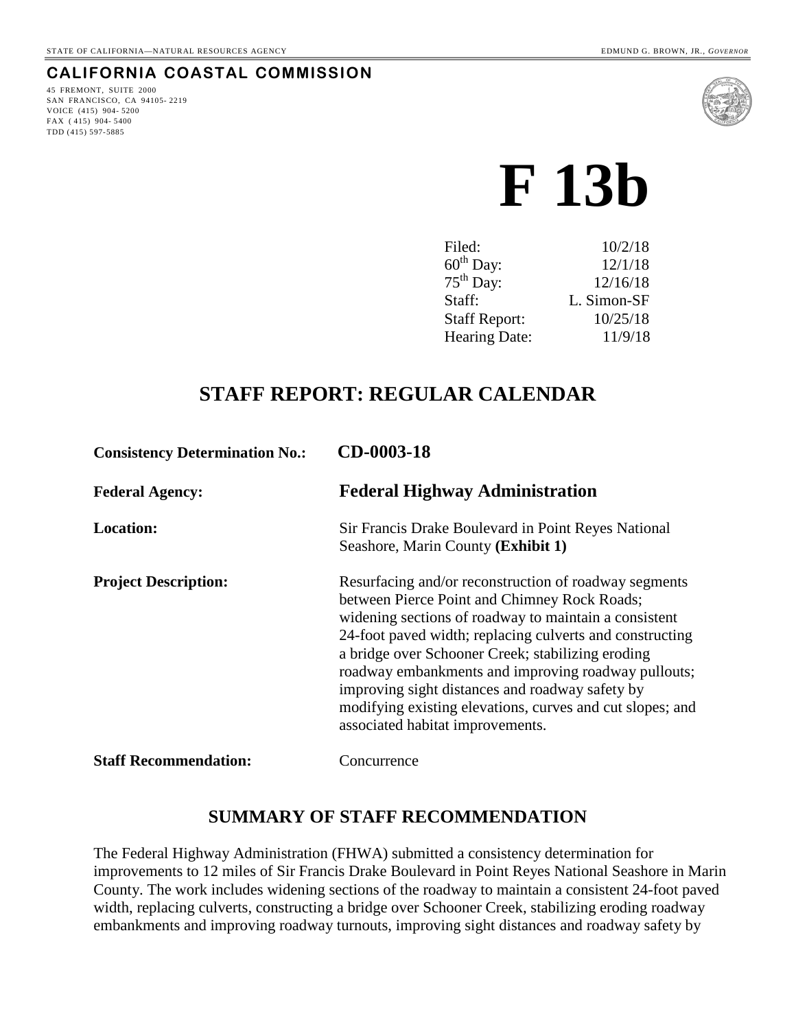STATE OF CALIFORNIA—NATURAL RESOURCES AGENCY EDMUND G. BROWN, JR., *GOVERNOR*

**CALIFORNIA COASTAL COMMISSION**

45 FREMONT, SUITE 2000
SAN FRANCISCO, CA 94105- 2219
VOICE (415) 904- 5200
FAX ( 415) 904- 5400
TDD (415) 597-5885

# F 13b

| | |
|---|---|
| Filed: | 10/2/18 |
| 60th Day: | 12/1/18 |
| 75th Day: | 12/16/18 |
| Staff: | L. Simon-SF |
| Staff Report: | 10/25/18 |
| Hearing Date: | 11/9/18 |

## STAFF REPORT: REGULAR CALENDAR

**Consistency Determination No.:** **CD-0003-18**

**Federal Agency:** **Federal Highway Administration**

**Location:** Sir Francis Drake Boulevard in Point Reyes National Seashore, Marin County **(Exhibit 1)**

**Project Description:** Resurfacing and/or reconstruction of roadway segments between Pierce Point and Chimney Rock Roads; widening sections of roadway to maintain a consistent 24-foot paved width; replacing culverts and constructing a bridge over Schooner Creek; stabilizing eroding roadway embankments and improving roadway pullouts; improving sight distances and roadway safety by modifying existing elevations, curves and cut slopes; and associated habitat improvements.

**Staff Recommendation:** Concurrence

## SUMMARY OF STAFF RECOMMENDATION

The Federal Highway Administration (FHWA) submitted a consistency determination for improvements to 12 miles of Sir Francis Drake Boulevard in Point Reyes National Seashore in Marin County. The work includes widening sections of the roadway to maintain a consistent 24-foot paved width, replacing culverts, constructing a bridge over Schooner Creek, stabilizing eroding roadway embankments and improving roadway turnouts, improving sight distances and roadway safety by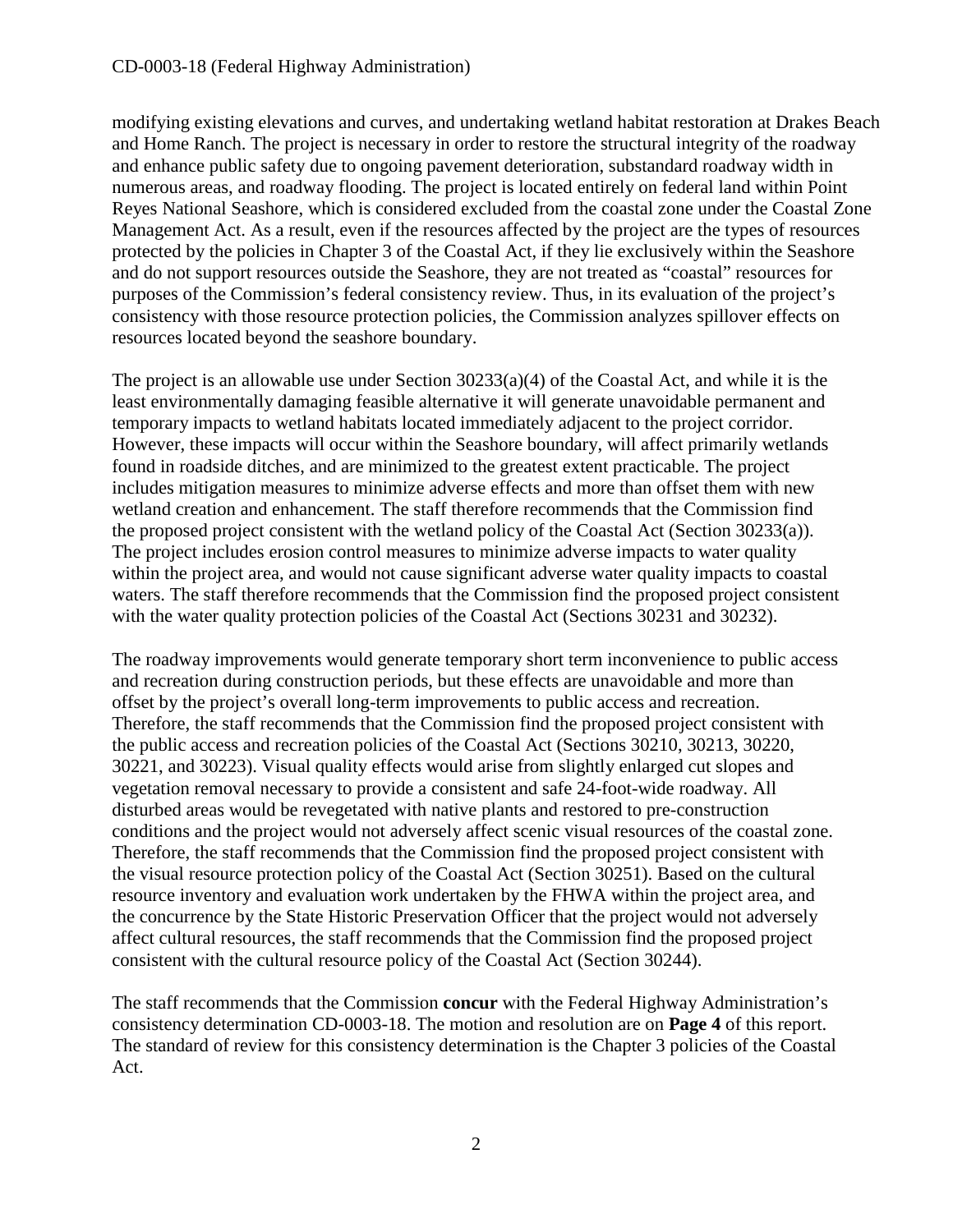modifying existing elevations and curves, and undertaking wetland habitat restoration at Drakes Beach and Home Ranch. The project is necessary in order to restore the structural integrity of the roadway and enhance public safety due to ongoing pavement deterioration, substandard roadway width in numerous areas, and roadway flooding. The project is located entirely on federal land within Point Reyes National Seashore, which is considered excluded from the coastal zone under the Coastal Zone Management Act. As a result, even if the resources affected by the project are the types of resources protected by the policies in Chapter 3 of the Coastal Act, if they lie exclusively within the Seashore and do not support resources outside the Seashore, they are not treated as "coastal" resources for purposes of the Commission's federal consistency review. Thus, in its evaluation of the project's consistency with those resource protection policies, the Commission analyzes spillover effects on resources located beyond the seashore boundary.

The project is an allowable use under Section 30233(a)(4) of the Coastal Act, and while it is the least environmentally damaging feasible alternative it will generate unavoidable permanent and temporary impacts to wetland habitats located immediately adjacent to the project corridor. However, these impacts will occur within the Seashore boundary, will affect primarily wetlands found in roadside ditches, and are minimized to the greatest extent practicable. The project includes mitigation measures to minimize adverse effects and more than offset them with new wetland creation and enhancement. The staff therefore recommends that the Commission find the proposed project consistent with the wetland policy of the Coastal Act (Section 30233(a)). The project includes erosion control measures to minimize adverse impacts to water quality within the project area, and would not cause significant adverse water quality impacts to coastal waters. The staff therefore recommends that the Commission find the proposed project consistent with the water quality protection policies of the Coastal Act (Sections 30231 and 30232).

The roadway improvements would generate temporary short term inconvenience to public access and recreation during construction periods, but these effects are unavoidable and more than offset by the project's overall long-term improvements to public access and recreation. Therefore, the staff recommends that the Commission find the proposed project consistent with the public access and recreation policies of the Coastal Act (Sections 30210, 30213, 30220, 30221, and 30223). Visual quality effects would arise from slightly enlarged cut slopes and vegetation removal necessary to provide a consistent and safe 24-foot-wide roadway. All disturbed areas would be revegetated with native plants and restored to pre-construction conditions and the project would not adversely affect scenic visual resources of the coastal zone. Therefore, the staff recommends that the Commission find the proposed project consistent with the visual resource protection policy of the Coastal Act (Section 30251). Based on the cultural resource inventory and evaluation work undertaken by the FHWA within the project area, and the concurrence by the State Historic Preservation Officer that the project would not adversely affect cultural resources, the staff recommends that the Commission find the proposed project consistent with the cultural resource policy of the Coastal Act (Section 30244).

The staff recommends that the Commission **concur** with the Federal Highway Administration's consistency determination CD-0003-18. The motion and resolution are on **Page 4** of this report. The standard of review for this consistency determination is the Chapter 3 policies of the Coastal Act.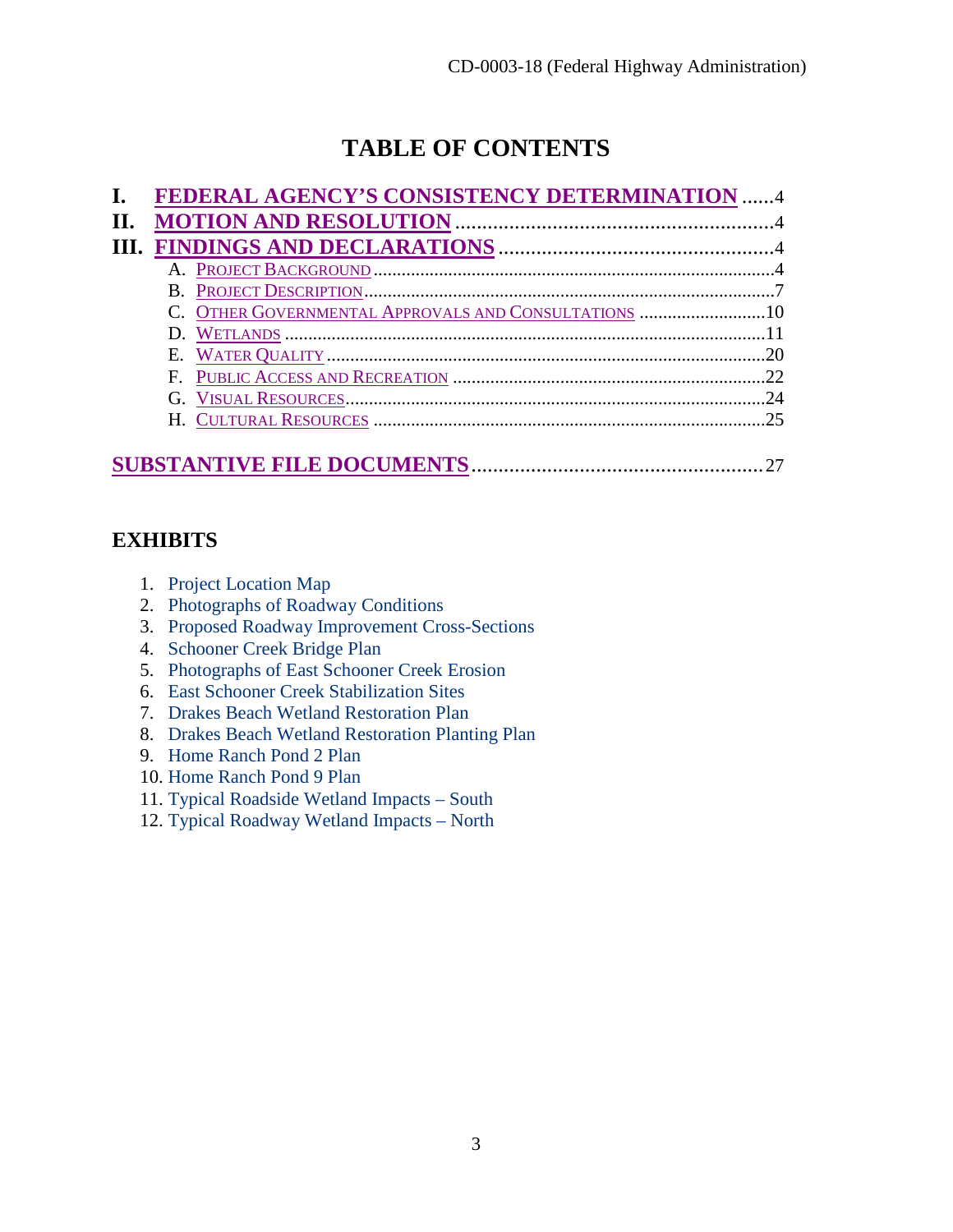# TABLE OF CONTENTS

**I. FEDERAL AGENCY'S CONSISTENCY DETERMINATION** ......4
**II. MOTION AND RESOLUTION** ......4
**III. FINDINGS AND DECLARATIONS** ......4

- A. Project Background ......4
- B. Project Description ......7
- C. Other Governmental Approvals and Consultations ......10
- D. Wetlands ......11
- E. Water Quality ......20
- F. Public Access and Recreation ......22
- G. Visual Resources ......24
- H. Cultural Resources ......25

**SUBSTANTIVE FILE DOCUMENTS** ......27

## EXHIBITS

1. Project Location Map
2. Photographs of Roadway Conditions
3. Proposed Roadway Improvement Cross-Sections
4. Schooner Creek Bridge Plan
5. Photographs of East Schooner Creek Erosion
6. East Schooner Creek Stabilization Sites
7. Drakes Beach Wetland Restoration Plan
8. Drakes Beach Wetland Restoration Planting Plan
9. Home Ranch Pond 2 Plan
10. Home Ranch Pond 9 Plan
11. Typical Roadside Wetland Impacts – South
12. Typical Roadway Wetland Impacts – North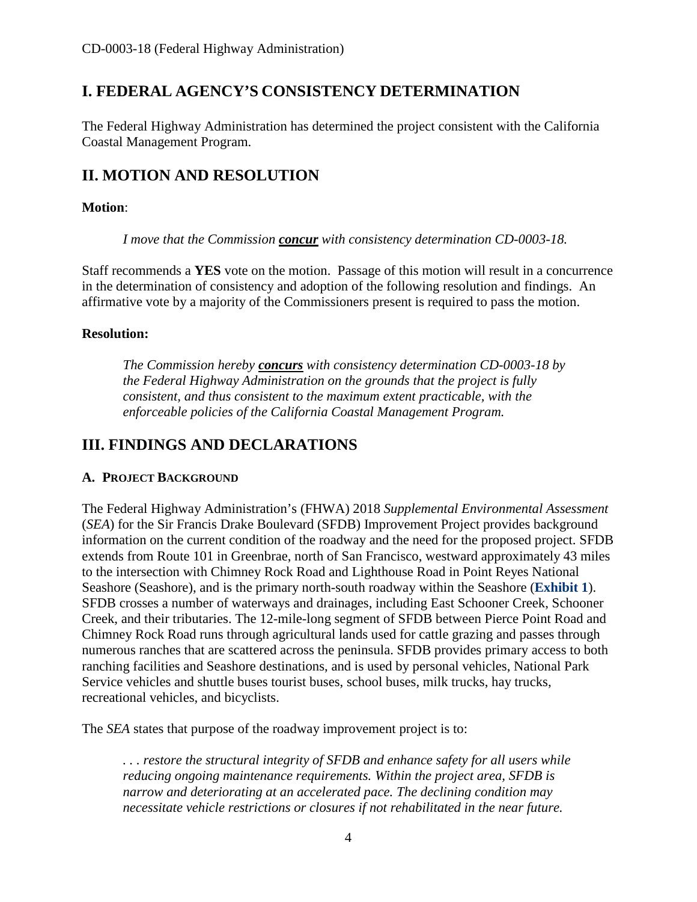## I. FEDERAL AGENCY'S CONSISTENCY DETERMINATION

The Federal Highway Administration has determined the project consistent with the California Coastal Management Program.

## II. MOTION AND RESOLUTION

**Motion**:

*I move that the Commission* ***concur*** *with consistency determination CD-0003-18.*

Staff recommends a **YES** vote on the motion. Passage of this motion will result in a concurrence in the determination of consistency and adoption of the following resolution and findings. An affirmative vote by a majority of the Commissioners present is required to pass the motion.

**Resolution:**

*The Commission hereby* ***concurs*** *with consistency determination CD-0003-18 by the Federal Highway Administration on the grounds that the project is fully consistent, and thus consistent to the maximum extent practicable, with the enforceable policies of the California Coastal Management Program.*

## III. FINDINGS AND DECLARATIONS

### A. PROJECT BACKGROUND

The Federal Highway Administration's (FHWA) 2018 *Supplemental Environmental Assessment* (*SEA*) for the Sir Francis Drake Boulevard (SFDB) Improvement Project provides background information on the current condition of the roadway and the need for the proposed project. SFDB extends from Route 101 in Greenbrae, north of San Francisco, westward approximately 43 miles to the intersection with Chimney Rock Road and Lighthouse Road in Point Reyes National Seashore (Seashore), and is the primary north-south roadway within the Seashore (**Exhibit 1**). SFDB crosses a number of waterways and drainages, including East Schooner Creek, Schooner Creek, and their tributaries. The 12-mile-long segment of SFDB between Pierce Point Road and Chimney Rock Road runs through agricultural lands used for cattle grazing and passes through numerous ranches that are scattered across the peninsula. SFDB provides primary access to both ranching facilities and Seashore destinations, and is used by personal vehicles, National Park Service vehicles and shuttle buses tourist buses, school buses, milk trucks, hay trucks, recreational vehicles, and bicyclists.

The *SEA* states that purpose of the roadway improvement project is to:

> *. . . restore the structural integrity of SFDB and enhance safety for all users while reducing ongoing maintenance requirements. Within the project area, SFDB is narrow and deteriorating at an accelerated pace. The declining condition may necessitate vehicle restrictions or closures if not rehabilitated in the near future.*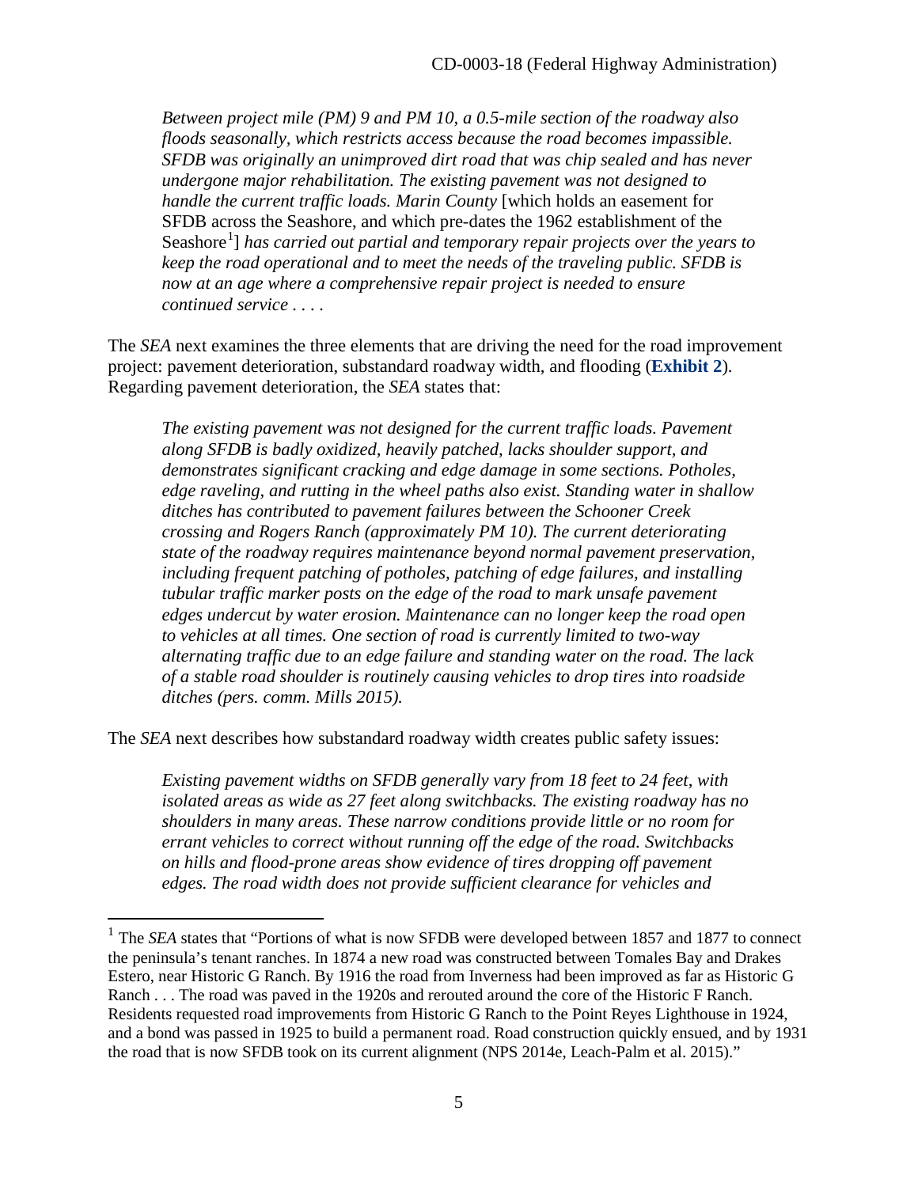> *Between project mile (PM) 9 and PM 10, a 0.5-mile section of the roadway also floods seasonally, which restricts access because the road becomes impassible. SFDB was originally an unimproved dirt road that was chip sealed and has never undergone major rehabilitation. The existing pavement was not designed to handle the current traffic loads. Marin County* [which holds an easement for SFDB across the Seashore, and which pre-dates the 1962 establishment of the Seashore[1]] *has carried out partial and temporary repair projects over the years to keep the road operational and to meet the needs of the traveling public. SFDB is now at an age where a comprehensive repair project is needed to ensure continued service . . . .*

The *SEA* next examines the three elements that are driving the need for the road improvement project: pavement deterioration, substandard roadway width, and flooding (**Exhibit 2**). Regarding pavement deterioration, the *SEA* states that:

> *The existing pavement was not designed for the current traffic loads. Pavement along SFDB is badly oxidized, heavily patched, lacks shoulder support, and demonstrates significant cracking and edge damage in some sections. Potholes, edge raveling, and rutting in the wheel paths also exist. Standing water in shallow ditches has contributed to pavement failures between the Schooner Creek crossing and Rogers Ranch (approximately PM 10). The current deteriorating state of the roadway requires maintenance beyond normal pavement preservation, including frequent patching of potholes, patching of edge failures, and installing tubular traffic marker posts on the edge of the road to mark unsafe pavement edges undercut by water erosion. Maintenance can no longer keep the road open to vehicles at all times. One section of road is currently limited to two-way alternating traffic due to an edge failure and standing water on the road. The lack of a stable road shoulder is routinely causing vehicles to drop tires into roadside ditches (pers. comm. Mills 2015).*

The *SEA* next describes how substandard roadway width creates public safety issues:

> *Existing pavement widths on SFDB generally vary from 18 feet to 24 feet, with isolated areas as wide as 27 feet along switchbacks. The existing roadway has no shoulders in many areas. These narrow conditions provide little or no room for errant vehicles to correct without running off the edge of the road. Switchbacks on hills and flood-prone areas show evidence of tires dropping off pavement edges. The road width does not provide sufficient clearance for vehicles and*

---

[1] The *SEA* states that "Portions of what is now SFDB were developed between 1857 and 1877 to connect the peninsula's tenant ranches. In 1874 a new road was constructed between Tomales Bay and Drakes Estero, near Historic G Ranch. By 1916 the road from Inverness had been improved as far as Historic G Ranch . . . The road was paved in the 1920s and rerouted around the core of the Historic F Ranch. Residents requested road improvements from Historic G Ranch to the Point Reyes Lighthouse in 1924, and a bond was passed in 1925 to build a permanent road. Road construction quickly ensued, and by 1931 the road that is now SFDB took on its current alignment (NPS 2014e, Leach-Palm et al. 2015)."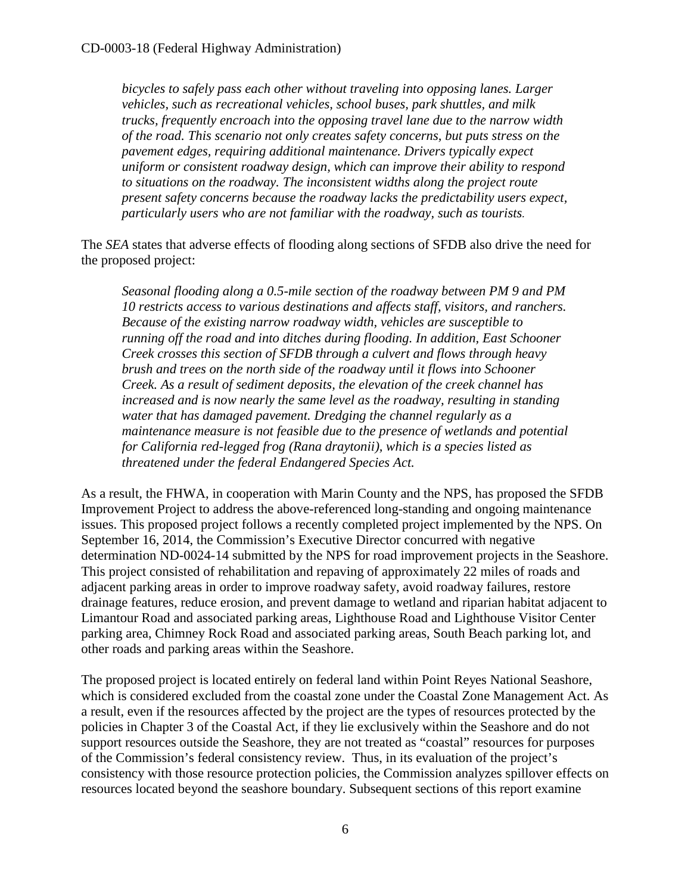*bicycles to safely pass each other without traveling into opposing lanes. Larger vehicles, such as recreational vehicles, school buses, park shuttles, and milk trucks, frequently encroach into the opposing travel lane due to the narrow width of the road. This scenario not only creates safety concerns, but puts stress on the pavement edges, requiring additional maintenance. Drivers typically expect uniform or consistent roadway design, which can improve their ability to respond to situations on the roadway. The inconsistent widths along the project route present safety concerns because the roadway lacks the predictability users expect, particularly users who are not familiar with the roadway, such as tourists.*

The *SEA* states that adverse effects of flooding along sections of SFDB also drive the need for the proposed project:

*Seasonal flooding along a 0.5-mile section of the roadway between PM 9 and PM 10 restricts access to various destinations and affects staff, visitors, and ranchers. Because of the existing narrow roadway width, vehicles are susceptible to running off the road and into ditches during flooding. In addition, East Schooner Creek crosses this section of SFDB through a culvert and flows through heavy brush and trees on the north side of the roadway until it flows into Schooner Creek. As a result of sediment deposits, the elevation of the creek channel has increased and is now nearly the same level as the roadway, resulting in standing water that has damaged pavement. Dredging the channel regularly as a maintenance measure is not feasible due to the presence of wetlands and potential for California red-legged frog (Rana draytonii), which is a species listed as threatened under the federal Endangered Species Act.*

As a result, the FHWA, in cooperation with Marin County and the NPS, has proposed the SFDB Improvement Project to address the above-referenced long-standing and ongoing maintenance issues. This proposed project follows a recently completed project implemented by the NPS. On September 16, 2014, the Commission's Executive Director concurred with negative determination ND-0024-14 submitted by the NPS for road improvement projects in the Seashore. This project consisted of rehabilitation and repaving of approximately 22 miles of roads and adjacent parking areas in order to improve roadway safety, avoid roadway failures, restore drainage features, reduce erosion, and prevent damage to wetland and riparian habitat adjacent to Limantour Road and associated parking areas, Lighthouse Road and Lighthouse Visitor Center parking area, Chimney Rock Road and associated parking areas, South Beach parking lot, and other roads and parking areas within the Seashore.

The proposed project is located entirely on federal land within Point Reyes National Seashore, which is considered excluded from the coastal zone under the Coastal Zone Management Act. As a result, even if the resources affected by the project are the types of resources protected by the policies in Chapter 3 of the Coastal Act, if they lie exclusively within the Seashore and do not support resources outside the Seashore, they are not treated as "coastal" resources for purposes of the Commission's federal consistency review. Thus, in its evaluation of the project's consistency with those resource protection policies, the Commission analyzes spillover effects on resources located beyond the seashore boundary. Subsequent sections of this report examine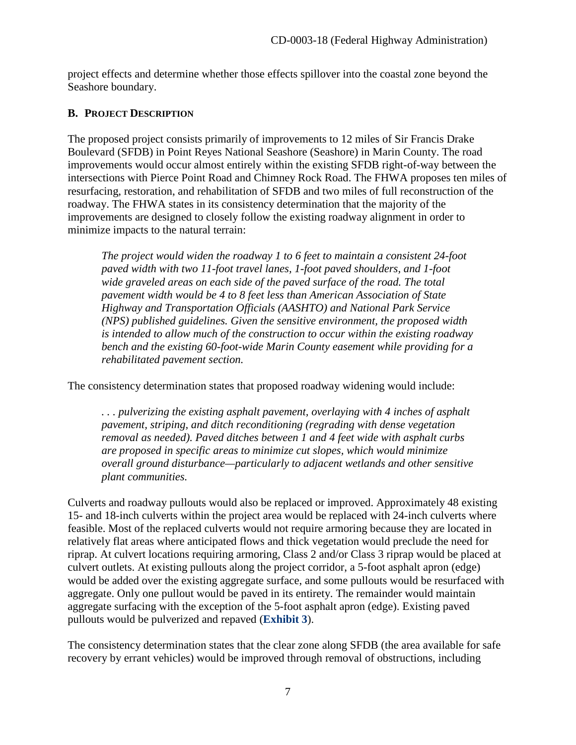project effects and determine whether those effects spillover into the coastal zone beyond the Seashore boundary.

### **B. Project Description**

The proposed project consists primarily of improvements to 12 miles of Sir Francis Drake Boulevard (SFDB) in Point Reyes National Seashore (Seashore) in Marin County. The road improvements would occur almost entirely within the existing SFDB right-of-way between the intersections with Pierce Point Road and Chimney Rock Road. The FHWA proposes ten miles of resurfacing, restoration, and rehabilitation of SFDB and two miles of full reconstruction of the roadway. The FHWA states in its consistency determination that the majority of the improvements are designed to closely follow the existing roadway alignment in order to minimize impacts to the natural terrain:

> *The project would widen the roadway 1 to 6 feet to maintain a consistent 24-foot paved width with two 11-foot travel lanes, 1-foot paved shoulders, and 1-foot wide graveled areas on each side of the paved surface of the road. The total pavement width would be 4 to 8 feet less than American Association of State Highway and Transportation Officials (AASHTO) and National Park Service (NPS) published guidelines. Given the sensitive environment, the proposed width is intended to allow much of the construction to occur within the existing roadway bench and the existing 60-foot-wide Marin County easement while providing for a rehabilitated pavement section.*

The consistency determination states that proposed roadway widening would include:

> *. . . pulverizing the existing asphalt pavement, overlaying with 4 inches of asphalt pavement, striping, and ditch reconditioning (regrading with dense vegetation removal as needed). Paved ditches between 1 and 4 feet wide with asphalt curbs are proposed in specific areas to minimize cut slopes, which would minimize overall ground disturbance—particularly to adjacent wetlands and other sensitive plant communities.*

Culverts and roadway pullouts would also be replaced or improved. Approximately 48 existing 15- and 18-inch culverts within the project area would be replaced with 24-inch culverts where feasible. Most of the replaced culverts would not require armoring because they are located in relatively flat areas where anticipated flows and thick vegetation would preclude the need for riprap. At culvert locations requiring armoring, Class 2 and/or Class 3 riprap would be placed at culvert outlets. At existing pullouts along the project corridor, a 5-foot asphalt apron (edge) would be added over the existing aggregate surface, and some pullouts would be resurfaced with aggregate. Only one pullout would be paved in its entirety. The remainder would maintain aggregate surfacing with the exception of the 5-foot asphalt apron (edge). Existing paved pullouts would be pulverized and repaved (**Exhibit 3**).

The consistency determination states that the clear zone along SFDB (the area available for safe recovery by errant vehicles) would be improved through removal of obstructions, including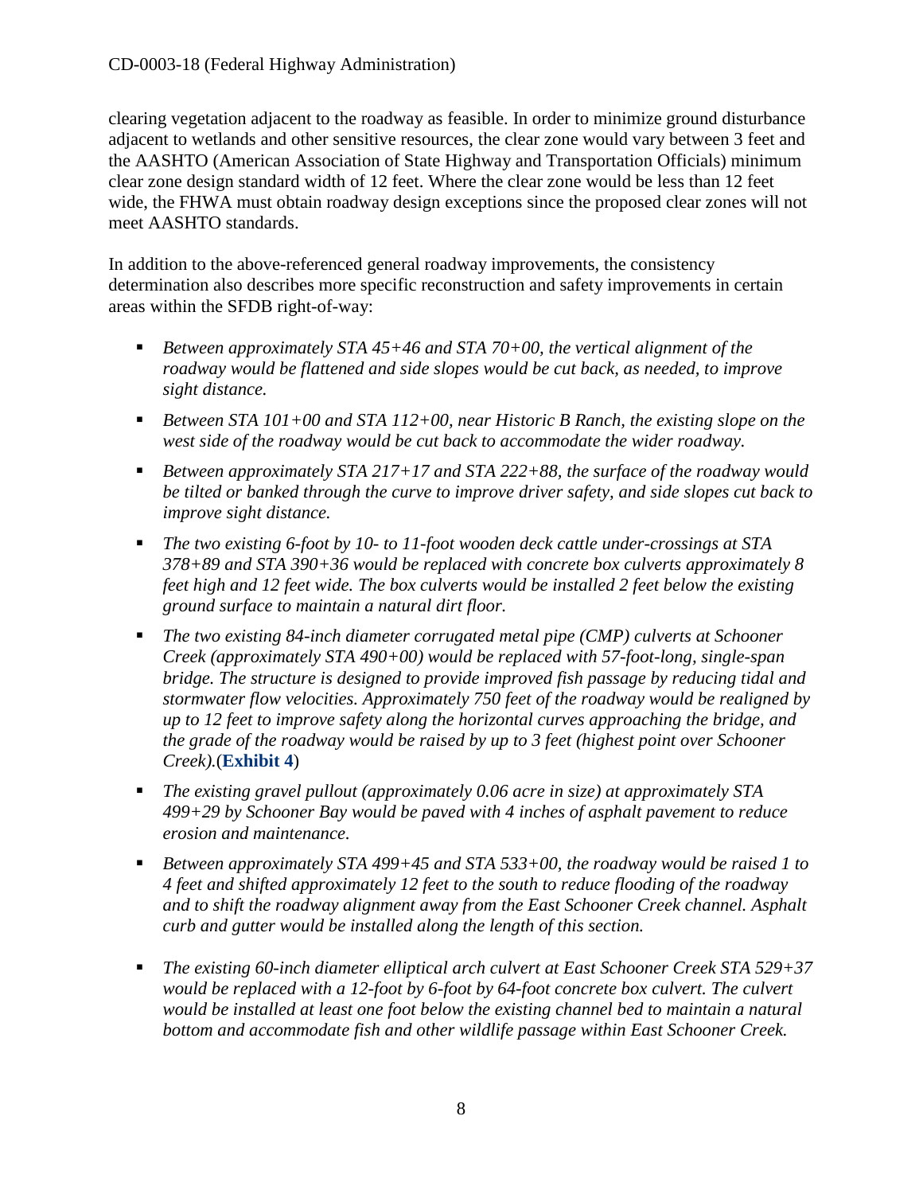clearing vegetation adjacent to the roadway as feasible. In order to minimize ground disturbance adjacent to wetlands and other sensitive resources, the clear zone would vary between 3 feet and the AASHTO (American Association of State Highway and Transportation Officials) minimum clear zone design standard width of 12 feet. Where the clear zone would be less than 12 feet wide, the FHWA must obtain roadway design exceptions since the proposed clear zones will not meet AASHTO standards.

In addition to the above-referenced general roadway improvements, the consistency determination also describes more specific reconstruction and safety improvements in certain areas within the SFDB right-of-way:

- *Between approximately STA 45+46 and STA 70+00, the vertical alignment of the roadway would be flattened and side slopes would be cut back, as needed, to improve sight distance.*
- *Between STA 101+00 and STA 112+00, near Historic B Ranch, the existing slope on the west side of the roadway would be cut back to accommodate the wider roadway.*
- *Between approximately STA 217+17 and STA 222+88, the surface of the roadway would be tilted or banked through the curve to improve driver safety, and side slopes cut back to improve sight distance.*
- *The two existing 6-foot by 10- to 11-foot wooden deck cattle under-crossings at STA 378+89 and STA 390+36 would be replaced with concrete box culverts approximately 8 feet high and 12 feet wide. The box culverts would be installed 2 feet below the existing ground surface to maintain a natural dirt floor.*
- *The two existing 84-inch diameter corrugated metal pipe (CMP) culverts at Schooner Creek (approximately STA 490+00) would be replaced with 57-foot-long, single-span bridge. The structure is designed to provide improved fish passage by reducing tidal and stormwater flow velocities. Approximately 750 feet of the roadway would be realigned by up to 12 feet to improve safety along the horizontal curves approaching the bridge, and the grade of the roadway would be raised by up to 3 feet (highest point over Schooner Creek).*(**Exhibit 4**)
- *The existing gravel pullout (approximately 0.06 acre in size) at approximately STA 499+29 by Schooner Bay would be paved with 4 inches of asphalt pavement to reduce erosion and maintenance.*
- *Between approximately STA 499+45 and STA 533+00, the roadway would be raised 1 to 4 feet and shifted approximately 12 feet to the south to reduce flooding of the roadway and to shift the roadway alignment away from the East Schooner Creek channel. Asphalt curb and gutter would be installed along the length of this section.*
- *The existing 60-inch diameter elliptical arch culvert at East Schooner Creek STA 529+37 would be replaced with a 12-foot by 6-foot by 64-foot concrete box culvert. The culvert would be installed at least one foot below the existing channel bed to maintain a natural bottom and accommodate fish and other wildlife passage within East Schooner Creek.*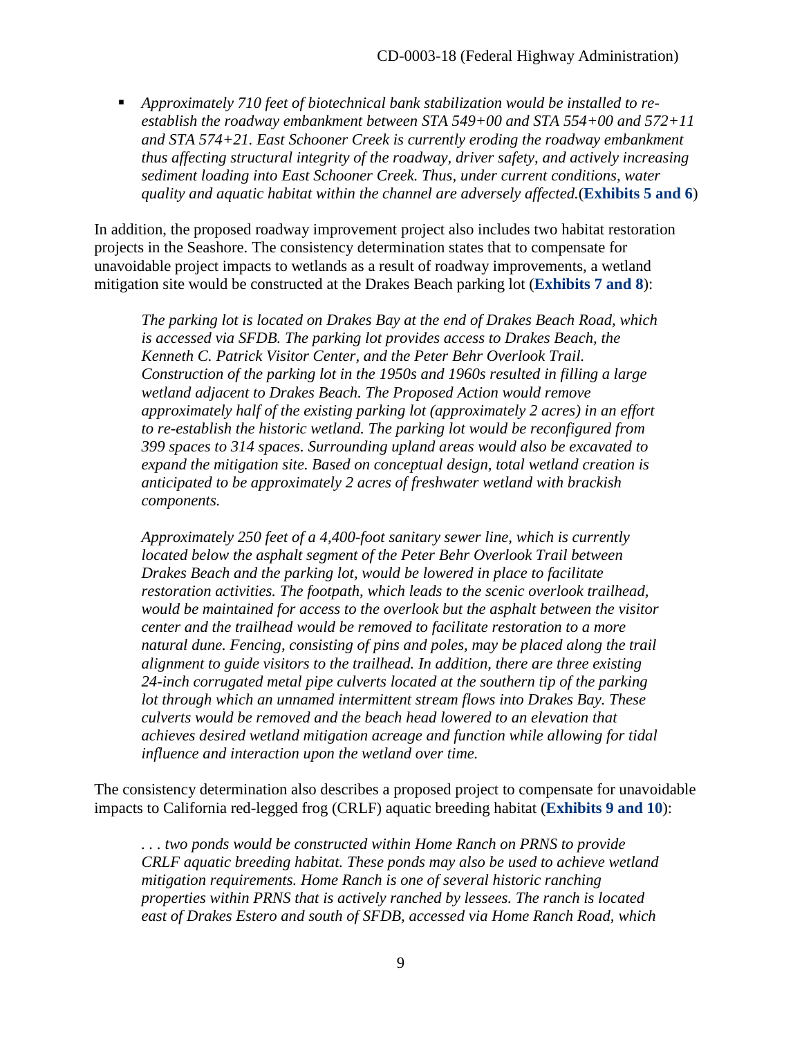- *Approximately 710 feet of biotechnical bank stabilization would be installed to re-establish the roadway embankment between STA 549+00 and STA 554+00 and 572+11 and STA 574+21. East Schooner Creek is currently eroding the roadway embankment thus affecting structural integrity of the roadway, driver safety, and actively increasing sediment loading into East Schooner Creek. Thus, under current conditions, water quality and aquatic habitat within the channel are adversely affected.*(**Exhibits 5 and 6**)

In addition, the proposed roadway improvement project also includes two habitat restoration projects in the Seashore. The consistency determination states that to compensate for unavoidable project impacts to wetlands as a result of roadway improvements, a wetland mitigation site would be constructed at the Drakes Beach parking lot (**Exhibits 7 and 8**):

> *The parking lot is located on Drakes Bay at the end of Drakes Beach Road, which is accessed via SFDB. The parking lot provides access to Drakes Beach, the Kenneth C. Patrick Visitor Center, and the Peter Behr Overlook Trail. Construction of the parking lot in the 1950s and 1960s resulted in filling a large wetland adjacent to Drakes Beach. The Proposed Action would remove approximately half of the existing parking lot (approximately 2 acres) in an effort to re-establish the historic wetland. The parking lot would be reconfigured from 399 spaces to 314 spaces. Surrounding upland areas would also be excavated to expand the mitigation site. Based on conceptual design, total wetland creation is anticipated to be approximately 2 acres of freshwater wetland with brackish components.*
>
> *Approximately 250 feet of a 4,400-foot sanitary sewer line, which is currently located below the asphalt segment of the Peter Behr Overlook Trail between Drakes Beach and the parking lot, would be lowered in place to facilitate restoration activities. The footpath, which leads to the scenic overlook trailhead, would be maintained for access to the overlook but the asphalt between the visitor center and the trailhead would be removed to facilitate restoration to a more natural dune. Fencing, consisting of pins and poles, may be placed along the trail alignment to guide visitors to the trailhead. In addition, there are three existing 24-inch corrugated metal pipe culverts located at the southern tip of the parking lot through which an unnamed intermittent stream flows into Drakes Bay. These culverts would be removed and the beach head lowered to an elevation that achieves desired wetland mitigation acreage and function while allowing for tidal influence and interaction upon the wetland over time.*

The consistency determination also describes a proposed project to compensate for unavoidable impacts to California red-legged frog (CRLF) aquatic breeding habitat (**Exhibits 9 and 10**):

> *. . . two ponds would be constructed within Home Ranch on PRNS to provide CRLF aquatic breeding habitat. These ponds may also be used to achieve wetland mitigation requirements. Home Ranch is one of several historic ranching properties within PRNS that is actively ranched by lessees. The ranch is located east of Drakes Estero and south of SFDB, accessed via Home Ranch Road, which*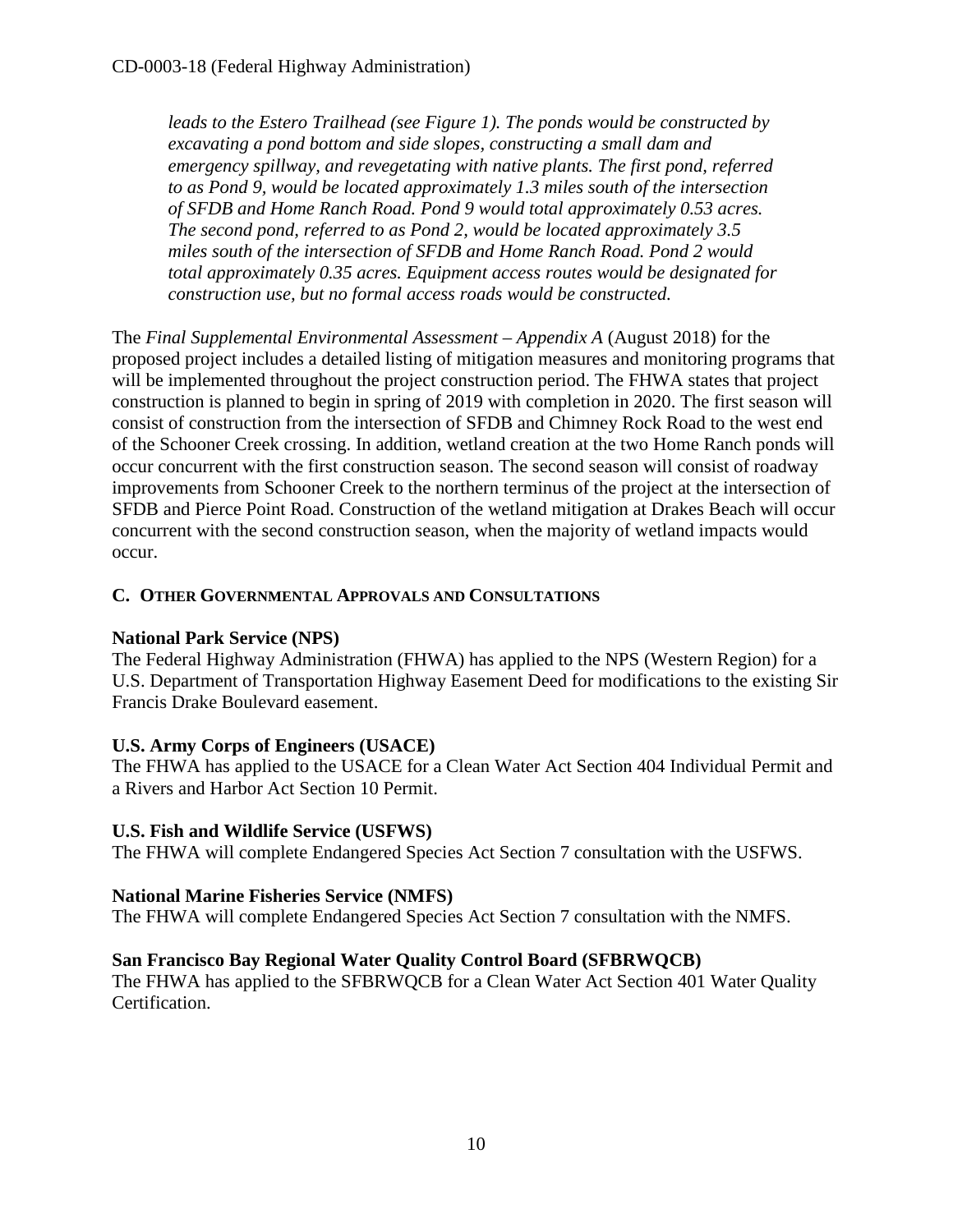*leads to the Estero Trailhead (see Figure 1). The ponds would be constructed by excavating a pond bottom and side slopes, constructing a small dam and emergency spillway, and revegetating with native plants. The first pond, referred to as Pond 9, would be located approximately 1.3 miles south of the intersection of SFDB and Home Ranch Road. Pond 9 would total approximately 0.53 acres. The second pond, referred to as Pond 2, would be located approximately 3.5 miles south of the intersection of SFDB and Home Ranch Road. Pond 2 would total approximately 0.35 acres. Equipment access routes would be designated for construction use, but no formal access roads would be constructed.*

The *Final Supplemental Environmental Assessment – Appendix A* (August 2018) for the proposed project includes a detailed listing of mitigation measures and monitoring programs that will be implemented throughout the project construction period. The FHWA states that project construction is planned to begin in spring of 2019 with completion in 2020. The first season will consist of construction from the intersection of SFDB and Chimney Rock Road to the west end of the Schooner Creek crossing. In addition, wetland creation at the two Home Ranch ponds will occur concurrent with the first construction season. The second season will consist of roadway improvements from Schooner Creek to the northern terminus of the project at the intersection of SFDB and Pierce Point Road. Construction of the wetland mitigation at Drakes Beach will occur concurrent with the second construction season, when the majority of wetland impacts would occur.

## C. Other Governmental Approvals and Consultations

**National Park Service (NPS)**
The Federal Highway Administration (FHWA) has applied to the NPS (Western Region) for a U.S. Department of Transportation Highway Easement Deed for modifications to the existing Sir Francis Drake Boulevard easement.

**U.S. Army Corps of Engineers (USACE)**
The FHWA has applied to the USACE for a Clean Water Act Section 404 Individual Permit and a Rivers and Harbor Act Section 10 Permit.

**U.S. Fish and Wildlife Service (USFWS)**
The FHWA will complete Endangered Species Act Section 7 consultation with the USFWS.

**National Marine Fisheries Service (NMFS)**
The FHWA will complete Endangered Species Act Section 7 consultation with the NMFS.

**San Francisco Bay Regional Water Quality Control Board (SFBRWQCB)**
The FHWA has applied to the SFBRWQCB for a Clean Water Act Section 401 Water Quality Certification.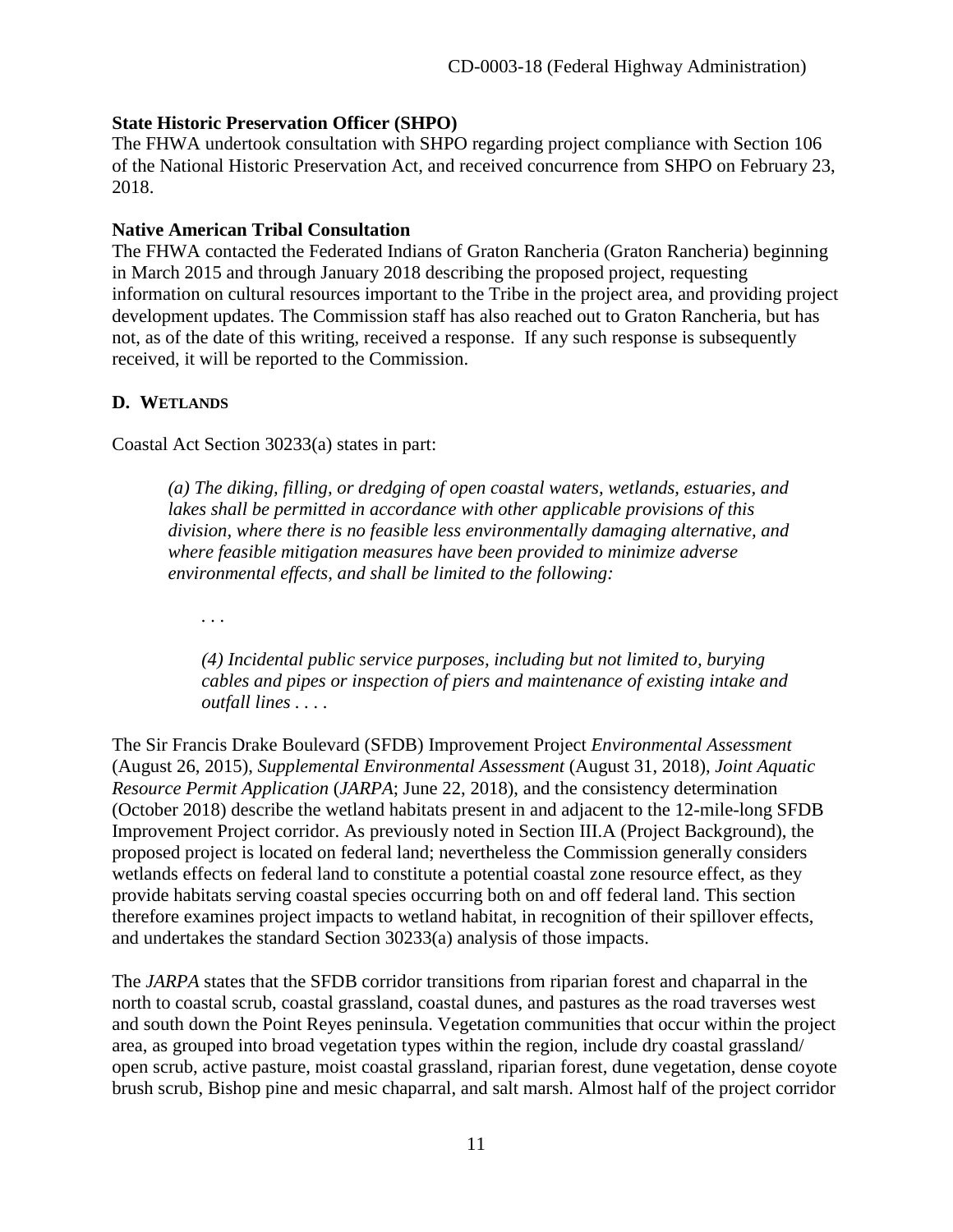**State Historic Preservation Officer (SHPO)**

The FHWA undertook consultation with SHPO regarding project compliance with Section 106 of the National Historic Preservation Act, and received concurrence from SHPO on February 23, 2018.

**Native American Tribal Consultation**

The FHWA contacted the Federated Indians of Graton Rancheria (Graton Rancheria) beginning in March 2015 and through January 2018 describing the proposed project, requesting information on cultural resources important to the Tribe in the project area, and providing project development updates. The Commission staff has also reached out to Graton Rancheria, but has not, as of the date of this writing, received a response. If any such response is subsequently received, it will be reported to the Commission.

## D. WETLANDS

Coastal Act Section 30233(a) states in part:

> *(a) The diking, filling, or dredging of open coastal waters, wetlands, estuaries, and lakes shall be permitted in accordance with other applicable provisions of this division, where there is no feasible less environmentally damaging alternative, and where feasible mitigation measures have been provided to minimize adverse environmental effects, and shall be limited to the following:*
>
> > . . .
> >
> > *(4) Incidental public service purposes, including but not limited to, burying cables and pipes or inspection of piers and maintenance of existing intake and outfall lines . . . .*

The Sir Francis Drake Boulevard (SFDB) Improvement Project *Environmental Assessment* (August 26, 2015), *Supplemental Environmental Assessment* (August 31, 2018), *Joint Aquatic Resource Permit Application* (*JARPA*; June 22, 2018), and the consistency determination (October 2018) describe the wetland habitats present in and adjacent to the 12-mile-long SFDB Improvement Project corridor. As previously noted in Section III.A (Project Background), the proposed project is located on federal land; nevertheless the Commission generally considers wetlands effects on federal land to constitute a potential coastal zone resource effect, as they provide habitats serving coastal species occurring both on and off federal land. This section therefore examines project impacts to wetland habitat, in recognition of their spillover effects, and undertakes the standard Section 30233(a) analysis of those impacts.

The *JARPA* states that the SFDB corridor transitions from riparian forest and chaparral in the north to coastal scrub, coastal grassland, coastal dunes, and pastures as the road traverses west and south down the Point Reyes peninsula. Vegetation communities that occur within the project area, as grouped into broad vegetation types within the region, include dry coastal grassland/ open scrub, active pasture, moist coastal grassland, riparian forest, dune vegetation, dense coyote brush scrub, Bishop pine and mesic chaparral, and salt marsh. Almost half of the project corridor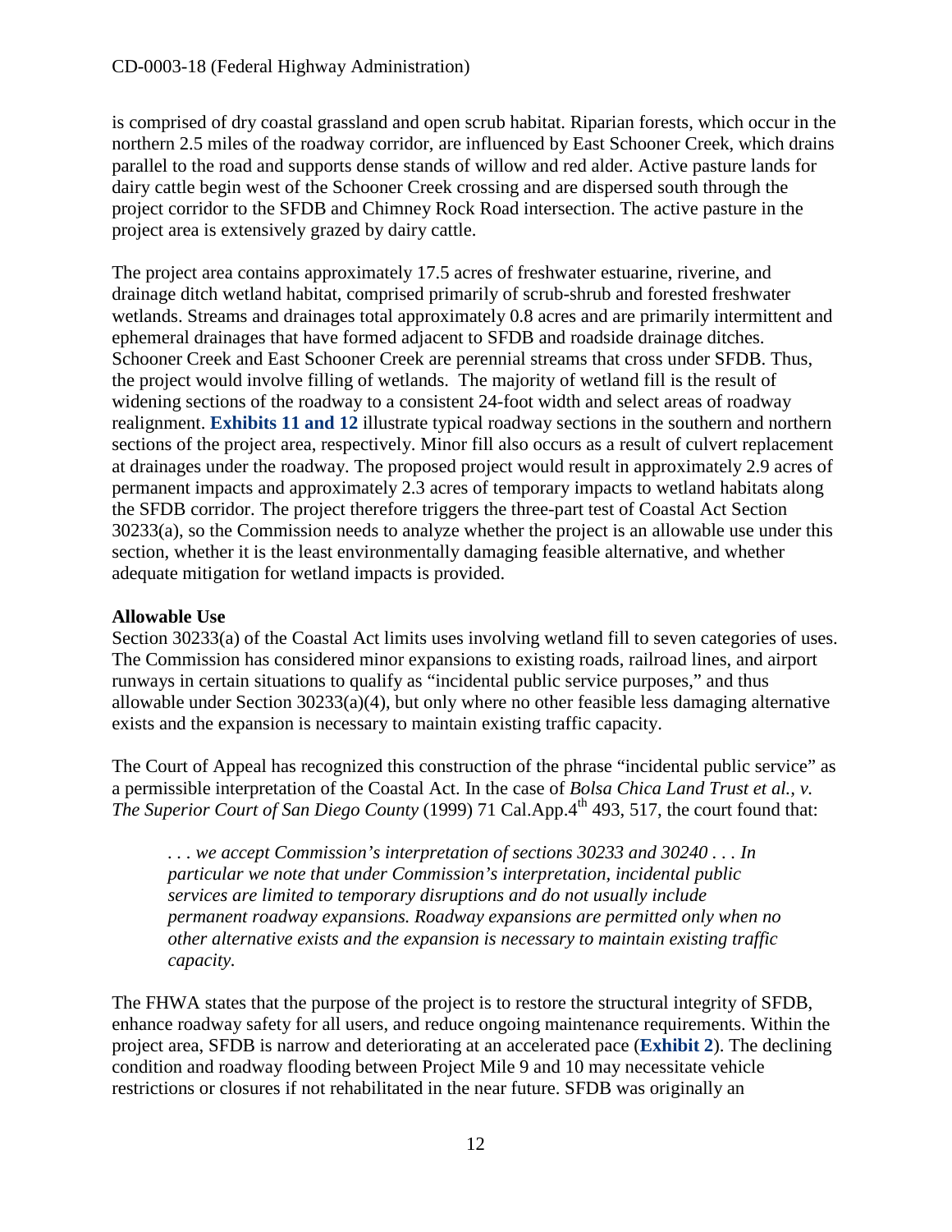is comprised of dry coastal grassland and open scrub habitat. Riparian forests, which occur in the northern 2.5 miles of the roadway corridor, are influenced by East Schooner Creek, which drains parallel to the road and supports dense stands of willow and red alder. Active pasture lands for dairy cattle begin west of the Schooner Creek crossing and are dispersed south through the project corridor to the SFDB and Chimney Rock Road intersection. The active pasture in the project area is extensively grazed by dairy cattle.

The project area contains approximately 17.5 acres of freshwater estuarine, riverine, and drainage ditch wetland habitat, comprised primarily of scrub-shrub and forested freshwater wetlands. Streams and drainages total approximately 0.8 acres and are primarily intermittent and ephemeral drainages that have formed adjacent to SFDB and roadside drainage ditches. Schooner Creek and East Schooner Creek are perennial streams that cross under SFDB. Thus, the project would involve filling of wetlands. The majority of wetland fill is the result of widening sections of the roadway to a consistent 24-foot width and select areas of roadway realignment. **Exhibits 11 and 12** illustrate typical roadway sections in the southern and northern sections of the project area, respectively. Minor fill also occurs as a result of culvert replacement at drainages under the roadway. The proposed project would result in approximately 2.9 acres of permanent impacts and approximately 2.3 acres of temporary impacts to wetland habitats along the SFDB corridor. The project therefore triggers the three-part test of Coastal Act Section 30233(a), so the Commission needs to analyze whether the project is an allowable use under this section, whether it is the least environmentally damaging feasible alternative, and whether adequate mitigation for wetland impacts is provided.

**Allowable Use**

Section 30233(a) of the Coastal Act limits uses involving wetland fill to seven categories of uses. The Commission has considered minor expansions to existing roads, railroad lines, and airport runways in certain situations to qualify as "incidental public service purposes," and thus allowable under Section 30233(a)(4), but only where no other feasible less damaging alternative exists and the expansion is necessary to maintain existing traffic capacity.

The Court of Appeal has recognized this construction of the phrase "incidental public service" as a permissible interpretation of the Coastal Act. In the case of *Bolsa Chica Land Trust et al., v. The Superior Court of San Diego County* (1999) 71 Cal.App.4th 493, 517, the court found that:

> *. . . we accept Commission's interpretation of sections 30233 and 30240 . . . In particular we note that under Commission's interpretation, incidental public services are limited to temporary disruptions and do not usually include permanent roadway expansions. Roadway expansions are permitted only when no other alternative exists and the expansion is necessary to maintain existing traffic capacity.*

The FHWA states that the purpose of the project is to restore the structural integrity of SFDB, enhance roadway safety for all users, and reduce ongoing maintenance requirements. Within the project area, SFDB is narrow and deteriorating at an accelerated pace (**Exhibit 2**). The declining condition and roadway flooding between Project Mile 9 and 10 may necessitate vehicle restrictions or closures if not rehabilitated in the near future. SFDB was originally an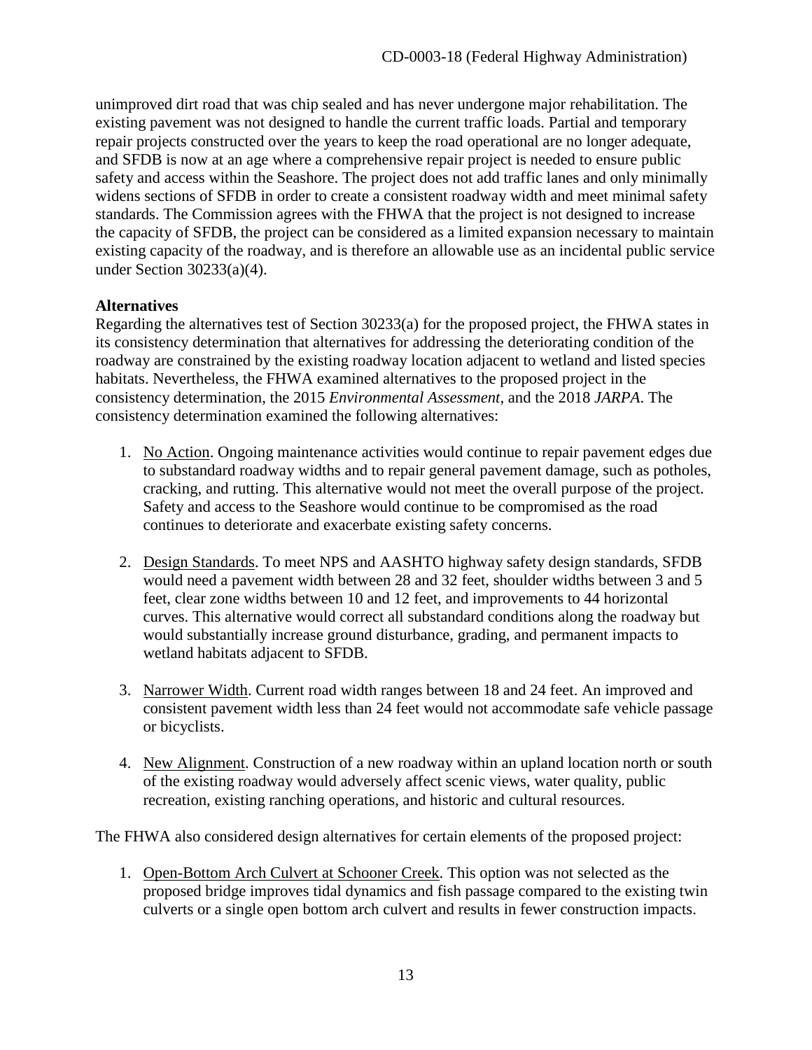unimproved dirt road that was chip sealed and has never undergone major rehabilitation. The existing pavement was not designed to handle the current traffic loads. Partial and temporary repair projects constructed over the years to keep the road operational are no longer adequate, and SFDB is now at an age where a comprehensive repair project is needed to ensure public safety and access within the Seashore. The project does not add traffic lanes and only minimally widens sections of SFDB in order to create a consistent roadway width and meet minimal safety standards. The Commission agrees with the FHWA that the project is not designed to increase the capacity of SFDB, the project can be considered as a limited expansion necessary to maintain existing capacity of the roadway, and is therefore an allowable use as an incidental public service under Section 30233(a)(4).

**Alternatives**

Regarding the alternatives test of Section 30233(a) for the proposed project, the FHWA states in its consistency determination that alternatives for addressing the deteriorating condition of the roadway are constrained by the existing roadway location adjacent to wetland and listed species habitats. Nevertheless, the FHWA examined alternatives to the proposed project in the consistency determination, the 2015 *Environmental Assessment*, and the 2018 *JARPA*. The consistency determination examined the following alternatives:

1. No Action. Ongoing maintenance activities would continue to repair pavement edges due to substandard roadway widths and to repair general pavement damage, such as potholes, cracking, and rutting. This alternative would not meet the overall purpose of the project. Safety and access to the Seashore would continue to be compromised as the road continues to deteriorate and exacerbate existing safety concerns.

2. Design Standards. To meet NPS and AASHTO highway safety design standards, SFDB would need a pavement width between 28 and 32 feet, shoulder widths between 3 and 5 feet, clear zone widths between 10 and 12 feet, and improvements to 44 horizontal curves. This alternative would correct all substandard conditions along the roadway but would substantially increase ground disturbance, grading, and permanent impacts to wetland habitats adjacent to SFDB.

3. Narrower Width. Current road width ranges between 18 and 24 feet. An improved and consistent pavement width less than 24 feet would not accommodate safe vehicle passage or bicyclists.

4. New Alignment. Construction of a new roadway within an upland location north or south of the existing roadway would adversely affect scenic views, water quality, public recreation, existing ranching operations, and historic and cultural resources.

The FHWA also considered design alternatives for certain elements of the proposed project:

1. Open-Bottom Arch Culvert at Schooner Creek. This option was not selected as the proposed bridge improves tidal dynamics and fish passage compared to the existing twin culverts or a single open bottom arch culvert and results in fewer construction impacts.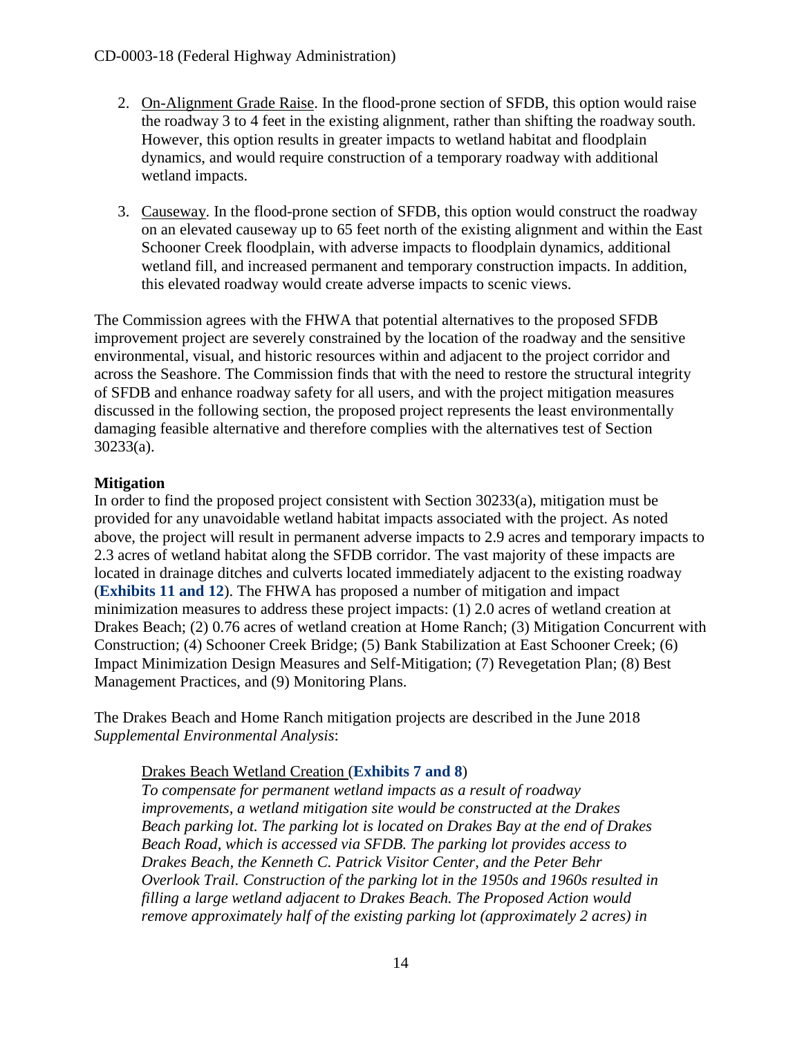2. On-Alignment Grade Raise. In the flood-prone section of SFDB, this option would raise the roadway 3 to 4 feet in the existing alignment, rather than shifting the roadway south. However, this option results in greater impacts to wetland habitat and floodplain dynamics, and would require construction of a temporary roadway with additional wetland impacts.

3. Causeway. In the flood-prone section of SFDB, this option would construct the roadway on an elevated causeway up to 65 feet north of the existing alignment and within the East Schooner Creek floodplain, with adverse impacts to floodplain dynamics, additional wetland fill, and increased permanent and temporary construction impacts. In addition, this elevated roadway would create adverse impacts to scenic views.

The Commission agrees with the FHWA that potential alternatives to the proposed SFDB improvement project are severely constrained by the location of the roadway and the sensitive environmental, visual, and historic resources within and adjacent to the project corridor and across the Seashore. The Commission finds that with the need to restore the structural integrity of SFDB and enhance roadway safety for all users, and with the project mitigation measures discussed in the following section, the proposed project represents the least environmentally damaging feasible alternative and therefore complies with the alternatives test of Section 30233(a).

**Mitigation**

In order to find the proposed project consistent with Section 30233(a), mitigation must be provided for any unavoidable wetland habitat impacts associated with the project. As noted above, the project will result in permanent adverse impacts to 2.9 acres and temporary impacts to 2.3 acres of wetland habitat along the SFDB corridor. The vast majority of these impacts are located in drainage ditches and culverts located immediately adjacent to the existing roadway (**Exhibits 11 and 12**). The FHWA has proposed a number of mitigation and impact minimization measures to address these project impacts: (1) 2.0 acres of wetland creation at Drakes Beach; (2) 0.76 acres of wetland creation at Home Ranch; (3) Mitigation Concurrent with Construction; (4) Schooner Creek Bridge; (5) Bank Stabilization at East Schooner Creek; (6) Impact Minimization Design Measures and Self-Mitigation; (7) Revegetation Plan; (8) Best Management Practices, and (9) Monitoring Plans.

The Drakes Beach and Home Ranch mitigation projects are described in the June 2018 *Supplemental Environmental Analysis*:

> Drakes Beach Wetland Creation (**Exhibits 7 and 8**)
>
> *To compensate for permanent wetland impacts as a result of roadway improvements, a wetland mitigation site would be constructed at the Drakes Beach parking lot. The parking lot is located on Drakes Bay at the end of Drakes Beach Road, which is accessed via SFDB. The parking lot provides access to Drakes Beach, the Kenneth C. Patrick Visitor Center, and the Peter Behr Overlook Trail. Construction of the parking lot in the 1950s and 1960s resulted in filling a large wetland adjacent to Drakes Beach. The Proposed Action would remove approximately half of the existing parking lot (approximately 2 acres) in*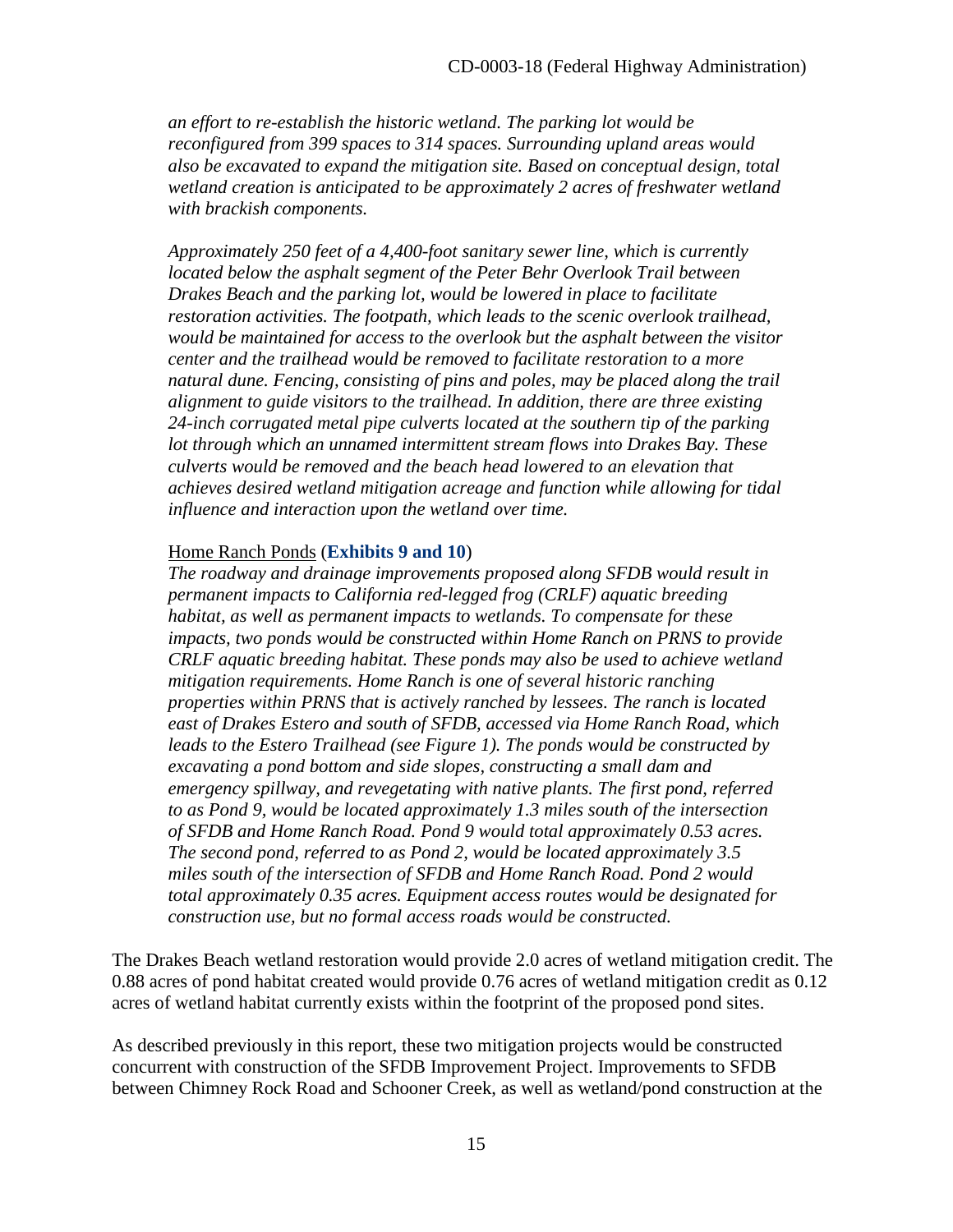*an effort to re-establish the historic wetland. The parking lot would be reconfigured from 399 spaces to 314 spaces. Surrounding upland areas would also be excavated to expand the mitigation site. Based on conceptual design, total wetland creation is anticipated to be approximately 2 acres of freshwater wetland with brackish components.*

*Approximately 250 feet of a 4,400-foot sanitary sewer line, which is currently located below the asphalt segment of the Peter Behr Overlook Trail between Drakes Beach and the parking lot, would be lowered in place to facilitate restoration activities. The footpath, which leads to the scenic overlook trailhead, would be maintained for access to the overlook but the asphalt between the visitor center and the trailhead would be removed to facilitate restoration to a more natural dune. Fencing, consisting of pins and poles, may be placed along the trail alignment to guide visitors to the trailhead. In addition, there are three existing 24-inch corrugated metal pipe culverts located at the southern tip of the parking lot through which an unnamed intermittent stream flows into Drakes Bay. These culverts would be removed and the beach head lowered to an elevation that achieves desired wetland mitigation acreage and function while allowing for tidal influence and interaction upon the wetland over time.*

<u>Home Ranch Ponds</u> (**Exhibits 9 and 10**)
*The roadway and drainage improvements proposed along SFDB would result in permanent impacts to California red-legged frog (CRLF) aquatic breeding habitat, as well as permanent impacts to wetlands. To compensate for these impacts, two ponds would be constructed within Home Ranch on PRNS to provide CRLF aquatic breeding habitat. These ponds may also be used to achieve wetland mitigation requirements. Home Ranch is one of several historic ranching properties within PRNS that is actively ranched by lessees. The ranch is located east of Drakes Estero and south of SFDB, accessed via Home Ranch Road, which leads to the Estero Trailhead (see Figure 1). The ponds would be constructed by excavating a pond bottom and side slopes, constructing a small dam and emergency spillway, and revegetating with native plants. The first pond, referred to as Pond 9, would be located approximately 1.3 miles south of the intersection of SFDB and Home Ranch Road. Pond 9 would total approximately 0.53 acres. The second pond, referred to as Pond 2, would be located approximately 3.5 miles south of the intersection of SFDB and Home Ranch Road. Pond 2 would total approximately 0.35 acres. Equipment access routes would be designated for construction use, but no formal access roads would be constructed.*

The Drakes Beach wetland restoration would provide 2.0 acres of wetland mitigation credit. The 0.88 acres of pond habitat created would provide 0.76 acres of wetland mitigation credit as 0.12 acres of wetland habitat currently exists within the footprint of the proposed pond sites.

As described previously in this report, these two mitigation projects would be constructed concurrent with construction of the SFDB Improvement Project. Improvements to SFDB between Chimney Rock Road and Schooner Creek, as well as wetland/pond construction at the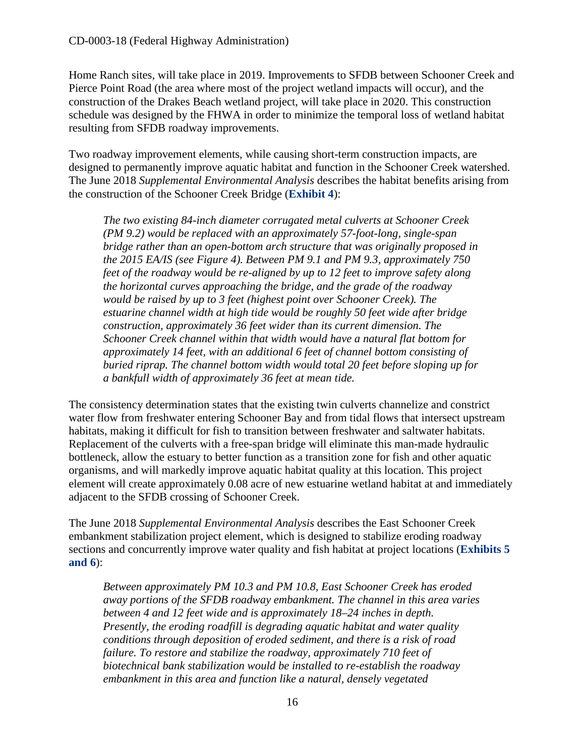Home Ranch sites, will take place in 2019. Improvements to SFDB between Schooner Creek and Pierce Point Road (the area where most of the project wetland impacts will occur), and the construction of the Drakes Beach wetland project, will take place in 2020. This construction schedule was designed by the FHWA in order to minimize the temporal loss of wetland habitat resulting from SFDB roadway improvements.

Two roadway improvement elements, while causing short-term construction impacts, are designed to permanently improve aquatic habitat and function in the Schooner Creek watershed. The June 2018 *Supplemental Environmental Analysis* describes the habitat benefits arising from the construction of the Schooner Creek Bridge (**Exhibit 4**):

> *The two existing 84-inch diameter corrugated metal culverts at Schooner Creek (PM 9.2) would be replaced with an approximately 57-foot-long, single-span bridge rather than an open-bottom arch structure that was originally proposed in the 2015 EA/IS (see Figure 4). Between PM 9.1 and PM 9.3, approximately 750 feet of the roadway would be re-aligned by up to 12 feet to improve safety along the horizontal curves approaching the bridge, and the grade of the roadway would be raised by up to 3 feet (highest point over Schooner Creek). The estuarine channel width at high tide would be roughly 50 feet wide after bridge construction, approximately 36 feet wider than its current dimension. The Schooner Creek channel within that width would have a natural flat bottom for approximately 14 feet, with an additional 6 feet of channel bottom consisting of buried riprap. The channel bottom width would total 20 feet before sloping up for a bankfull width of approximately 36 feet at mean tide.*

The consistency determination states that the existing twin culverts channelize and constrict water flow from freshwater entering Schooner Bay and from tidal flows that intersect upstream habitats, making it difficult for fish to transition between freshwater and saltwater habitats. Replacement of the culverts with a free-span bridge will eliminate this man-made hydraulic bottleneck, allow the estuary to better function as a transition zone for fish and other aquatic organisms, and will markedly improve aquatic habitat quality at this location. This project element will create approximately 0.08 acre of new estuarine wetland habitat at and immediately adjacent to the SFDB crossing of Schooner Creek.

The June 2018 *Supplemental Environmental Analysis* describes the East Schooner Creek embankment stabilization project element, which is designed to stabilize eroding roadway sections and concurrently improve water quality and fish habitat at project locations (**Exhibits 5 and 6**):

> *Between approximately PM 10.3 and PM 10.8, East Schooner Creek has eroded away portions of the SFDB roadway embankment. The channel in this area varies between 4 and 12 feet wide and is approximately 18–24 inches in depth. Presently, the eroding roadfill is degrading aquatic habitat and water quality conditions through deposition of eroded sediment, and there is a risk of road failure. To restore and stabilize the roadway, approximately 710 feet of biotechnical bank stabilization would be installed to re-establish the roadway embankment in this area and function like a natural, densely vegetated*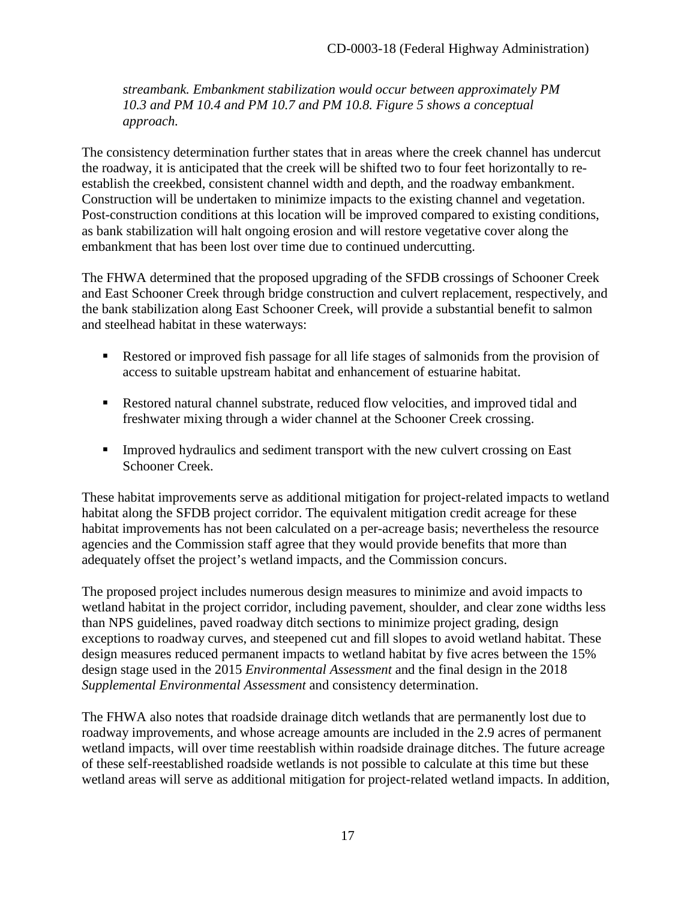*streambank. Embankment stabilization would occur between approximately PM 10.3 and PM 10.4 and PM 10.7 and PM 10.8. Figure 5 shows a conceptual approach.*

The consistency determination further states that in areas where the creek channel has undercut the roadway, it is anticipated that the creek will be shifted two to four feet horizontally to re-establish the creekbed, consistent channel width and depth, and the roadway embankment. Construction will be undertaken to minimize impacts to the existing channel and vegetation. Post-construction conditions at this location will be improved compared to existing conditions, as bank stabilization will halt ongoing erosion and will restore vegetative cover along the embankment that has been lost over time due to continued undercutting.

The FHWA determined that the proposed upgrading of the SFDB crossings of Schooner Creek and East Schooner Creek through bridge construction and culvert replacement, respectively, and the bank stabilization along East Schooner Creek, will provide a substantial benefit to salmon and steelhead habitat in these waterways:

- Restored or improved fish passage for all life stages of salmonids from the provision of access to suitable upstream habitat and enhancement of estuarine habitat.
- Restored natural channel substrate, reduced flow velocities, and improved tidal and freshwater mixing through a wider channel at the Schooner Creek crossing.
- Improved hydraulics and sediment transport with the new culvert crossing on East Schooner Creek.

These habitat improvements serve as additional mitigation for project-related impacts to wetland habitat along the SFDB project corridor. The equivalent mitigation credit acreage for these habitat improvements has not been calculated on a per-acreage basis; nevertheless the resource agencies and the Commission staff agree that they would provide benefits that more than adequately offset the project's wetland impacts, and the Commission concurs.

The proposed project includes numerous design measures to minimize and avoid impacts to wetland habitat in the project corridor, including pavement, shoulder, and clear zone widths less than NPS guidelines, paved roadway ditch sections to minimize project grading, design exceptions to roadway curves, and steepened cut and fill slopes to avoid wetland habitat. These design measures reduced permanent impacts to wetland habitat by five acres between the 15% design stage used in the 2015 *Environmental Assessment* and the final design in the 2018 *Supplemental Environmental Assessment* and consistency determination.

The FHWA also notes that roadside drainage ditch wetlands that are permanently lost due to roadway improvements, and whose acreage amounts are included in the 2.9 acres of permanent wetland impacts, will over time reestablish within roadside drainage ditches. The future acreage of these self-reestablished roadside wetlands is not possible to calculate at this time but these wetland areas will serve as additional mitigation for project-related wetland impacts. In addition,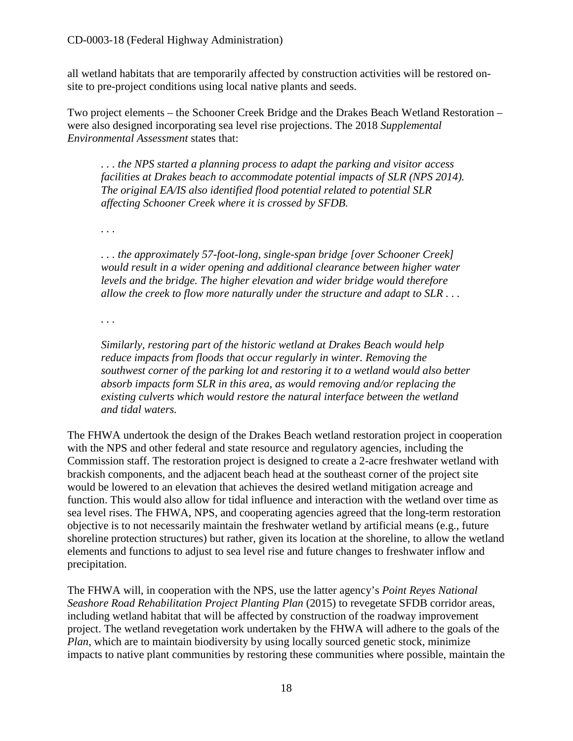all wetland habitats that are temporarily affected by construction activities will be restored on-site to pre-project conditions using local native plants and seeds.

Two project elements – the Schooner Creek Bridge and the Drakes Beach Wetland Restoration – were also designed incorporating sea level rise projections. The 2018 *Supplemental Environmental Assessment* states that:

> *. . . the NPS started a planning process to adapt the parking and visitor access facilities at Drakes beach to accommodate potential impacts of SLR (NPS 2014). The original EA/IS also identified flood potential related to potential SLR affecting Schooner Creek where it is crossed by SFDB.*
>
> *. . .*
>
> *. . . the approximately 57-foot-long, single-span bridge [over Schooner Creek] would result in a wider opening and additional clearance between higher water levels and the bridge. The higher elevation and wider bridge would therefore allow the creek to flow more naturally under the structure and adapt to SLR . . .*
>
> *. . .*
>
> *Similarly, restoring part of the historic wetland at Drakes Beach would help reduce impacts from floods that occur regularly in winter. Removing the southwest corner of the parking lot and restoring it to a wetland would also better absorb impacts form SLR in this area, as would removing and/or replacing the existing culverts which would restore the natural interface between the wetland and tidal waters.*

The FHWA undertook the design of the Drakes Beach wetland restoration project in cooperation with the NPS and other federal and state resource and regulatory agencies, including the Commission staff. The restoration project is designed to create a 2-acre freshwater wetland with brackish components, and the adjacent beach head at the southeast corner of the project site would be lowered to an elevation that achieves the desired wetland mitigation acreage and function. This would also allow for tidal influence and interaction with the wetland over time as sea level rises. The FHWA, NPS, and cooperating agencies agreed that the long-term restoration objective is to not necessarily maintain the freshwater wetland by artificial means (e.g., future shoreline protection structures) but rather, given its location at the shoreline, to allow the wetland elements and functions to adjust to sea level rise and future changes to freshwater inflow and precipitation.

The FHWA will, in cooperation with the NPS, use the latter agency's *Point Reyes National Seashore Road Rehabilitation Project Planting Plan* (2015) to revegetate SFDB corridor areas, including wetland habitat that will be affected by construction of the roadway improvement project. The wetland revegetation work undertaken by the FHWA will adhere to the goals of the *Plan*, which are to maintain biodiversity by using locally sourced genetic stock, minimize impacts to native plant communities by restoring these communities where possible, maintain the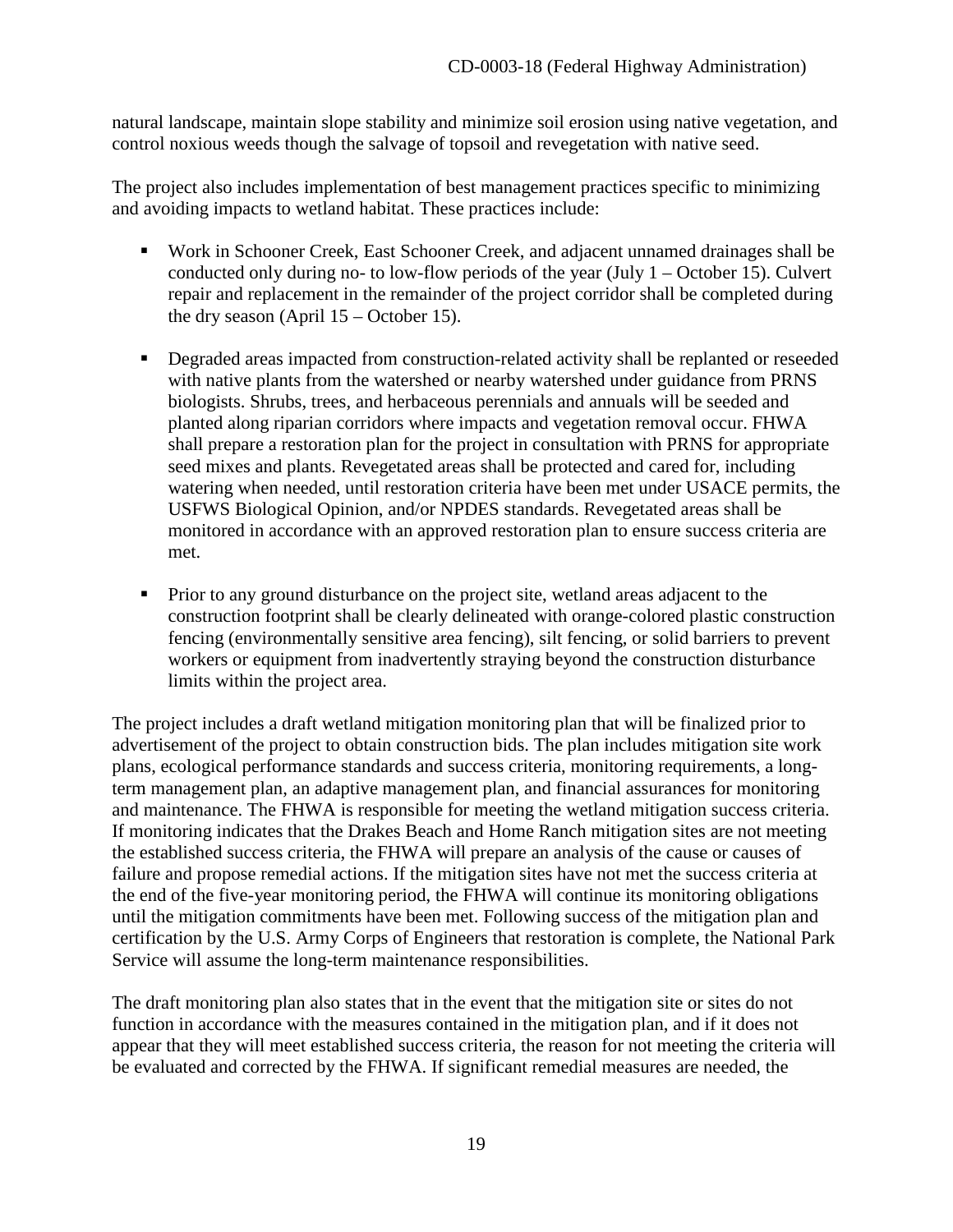natural landscape, maintain slope stability and minimize soil erosion using native vegetation, and control noxious weeds though the salvage of topsoil and revegetation with native seed.

The project also includes implementation of best management practices specific to minimizing and avoiding impacts to wetland habitat. These practices include:

- Work in Schooner Creek, East Schooner Creek, and adjacent unnamed drainages shall be conducted only during no- to low-flow periods of the year (July 1 – October 15). Culvert repair and replacement in the remainder of the project corridor shall be completed during the dry season (April 15 – October 15).

- Degraded areas impacted from construction-related activity shall be replanted or reseeded with native plants from the watershed or nearby watershed under guidance from PRNS biologists. Shrubs, trees, and herbaceous perennials and annuals will be seeded and planted along riparian corridors where impacts and vegetation removal occur. FHWA shall prepare a restoration plan for the project in consultation with PRNS for appropriate seed mixes and plants. Revegetated areas shall be protected and cared for, including watering when needed, until restoration criteria have been met under USACE permits, the USFWS Biological Opinion, and/or NPDES standards. Revegetated areas shall be monitored in accordance with an approved restoration plan to ensure success criteria are met.

- Prior to any ground disturbance on the project site, wetland areas adjacent to the construction footprint shall be clearly delineated with orange-colored plastic construction fencing (environmentally sensitive area fencing), silt fencing, or solid barriers to prevent workers or equipment from inadvertently straying beyond the construction disturbance limits within the project area.

The project includes a draft wetland mitigation monitoring plan that will be finalized prior to advertisement of the project to obtain construction bids. The plan includes mitigation site work plans, ecological performance standards and success criteria, monitoring requirements, a long-term management plan, an adaptive management plan, and financial assurances for monitoring and maintenance. The FHWA is responsible for meeting the wetland mitigation success criteria. If monitoring indicates that the Drakes Beach and Home Ranch mitigation sites are not meeting the established success criteria, the FHWA will prepare an analysis of the cause or causes of failure and propose remedial actions. If the mitigation sites have not met the success criteria at the end of the five-year monitoring period, the FHWA will continue its monitoring obligations until the mitigation commitments have been met. Following success of the mitigation plan and certification by the U.S. Army Corps of Engineers that restoration is complete, the National Park Service will assume the long-term maintenance responsibilities.

The draft monitoring plan also states that in the event that the mitigation site or sites do not function in accordance with the measures contained in the mitigation plan, and if it does not appear that they will meet established success criteria, the reason for not meeting the criteria will be evaluated and corrected by the FHWA. If significant remedial measures are needed, the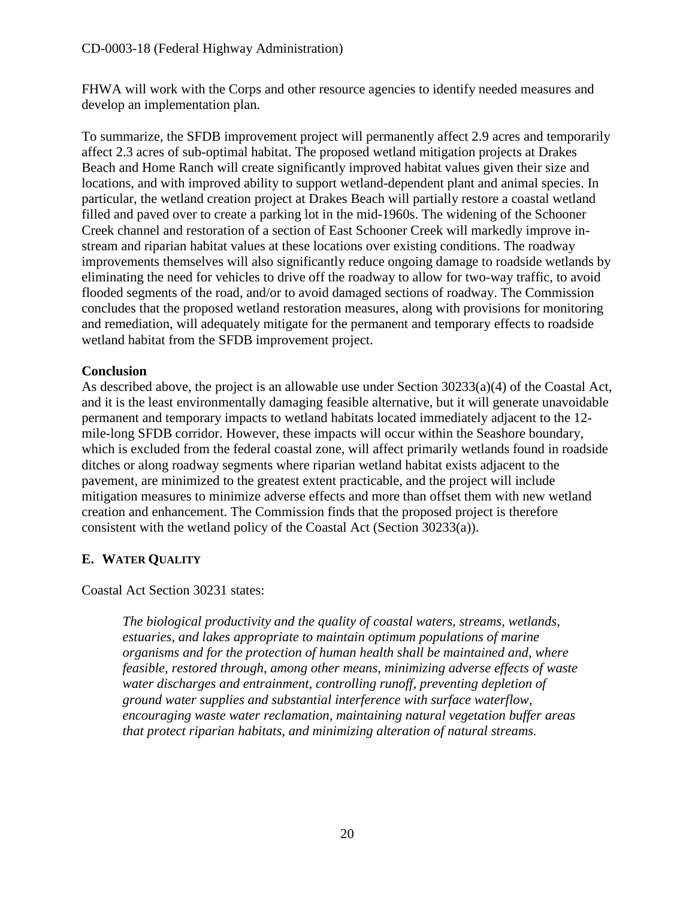FHWA will work with the Corps and other resource agencies to identify needed measures and develop an implementation plan.

To summarize, the SFDB improvement project will permanently affect 2.9 acres and temporarily affect 2.3 acres of sub-optimal habitat. The proposed wetland mitigation projects at Drakes Beach and Home Ranch will create significantly improved habitat values given their size and locations, and with improved ability to support wetland-dependent plant and animal species. In particular, the wetland creation project at Drakes Beach will partially restore a coastal wetland filled and paved over to create a parking lot in the mid-1960s. The widening of the Schooner Creek channel and restoration of a section of East Schooner Creek will markedly improve in-stream and riparian habitat values at these locations over existing conditions. The roadway improvements themselves will also significantly reduce ongoing damage to roadside wetlands by eliminating the need for vehicles to drive off the roadway to allow for two-way traffic, to avoid flooded segments of the road, and/or to avoid damaged sections of roadway. The Commission concludes that the proposed wetland restoration measures, along with provisions for monitoring and remediation, will adequately mitigate for the permanent and temporary effects to roadside wetland habitat from the SFDB improvement project.

**Conclusion**

As described above, the project is an allowable use under Section 30233(a)(4) of the Coastal Act, and it is the least environmentally damaging feasible alternative, but it will generate unavoidable permanent and temporary impacts to wetland habitats located immediately adjacent to the 12-mile-long SFDB corridor. However, these impacts will occur within the Seashore boundary, which is excluded from the federal coastal zone, will affect primarily wetlands found in roadside ditches or along roadway segments where riparian wetland habitat exists adjacent to the pavement, are minimized to the greatest extent practicable, and the project will include mitigation measures to minimize adverse effects and more than offset them with new wetland creation and enhancement. The Commission finds that the proposed project is therefore consistent with the wetland policy of the Coastal Act (Section 30233(a)).

## E. WATER QUALITY

Coastal Act Section 30231 states:

> *The biological productivity and the quality of coastal waters, streams, wetlands, estuaries, and lakes appropriate to maintain optimum populations of marine organisms and for the protection of human health shall be maintained and, where feasible, restored through, among other means, minimizing adverse effects of waste water discharges and entrainment, controlling runoff, preventing depletion of ground water supplies and substantial interference with surface waterflow, encouraging waste water reclamation, maintaining natural vegetation buffer areas that protect riparian habitats, and minimizing alteration of natural streams.*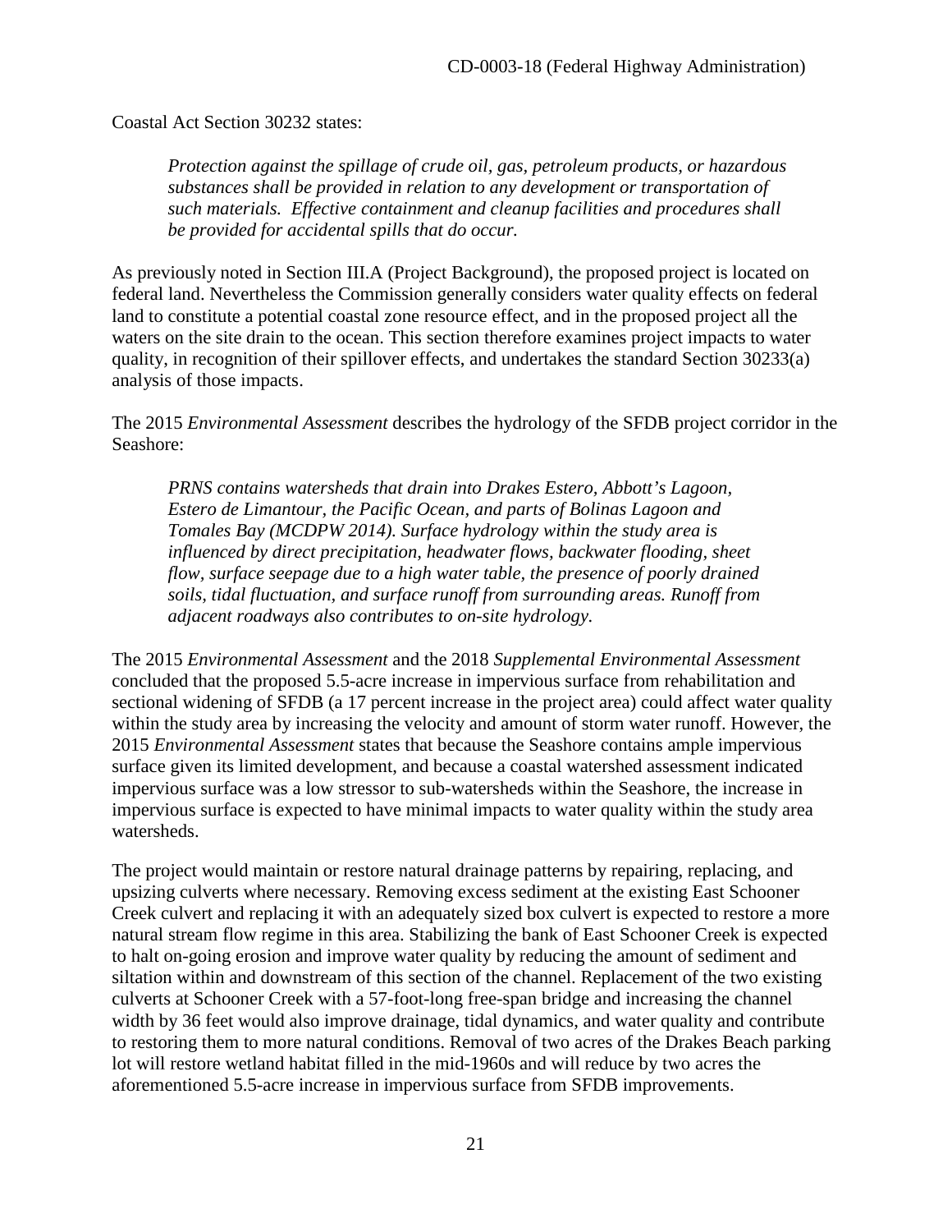Coastal Act Section 30232 states:

> *Protection against the spillage of crude oil, gas, petroleum products, or hazardous substances shall be provided in relation to any development or transportation of such materials. Effective containment and cleanup facilities and procedures shall be provided for accidental spills that do occur.*

As previously noted in Section III.A (Project Background), the proposed project is located on federal land. Nevertheless the Commission generally considers water quality effects on federal land to constitute a potential coastal zone resource effect, and in the proposed project all the waters on the site drain to the ocean. This section therefore examines project impacts to water quality, in recognition of their spillover effects, and undertakes the standard Section 30233(a) analysis of those impacts.

The 2015 *Environmental Assessment* describes the hydrology of the SFDB project corridor in the Seashore:

> *PRNS contains watersheds that drain into Drakes Estero, Abbott's Lagoon, Estero de Limantour, the Pacific Ocean, and parts of Bolinas Lagoon and Tomales Bay (MCDPW 2014). Surface hydrology within the study area is influenced by direct precipitation, headwater flows, backwater flooding, sheet flow, surface seepage due to a high water table, the presence of poorly drained soils, tidal fluctuation, and surface runoff from surrounding areas. Runoff from adjacent roadways also contributes to on-site hydrology.*

The 2015 *Environmental Assessment* and the 2018 *Supplemental Environmental Assessment* concluded that the proposed 5.5-acre increase in impervious surface from rehabilitation and sectional widening of SFDB (a 17 percent increase in the project area) could affect water quality within the study area by increasing the velocity and amount of storm water runoff. However, the 2015 *Environmental Assessment* states that because the Seashore contains ample impervious surface given its limited development, and because a coastal watershed assessment indicated impervious surface was a low stressor to sub-watersheds within the Seashore, the increase in impervious surface is expected to have minimal impacts to water quality within the study area watersheds.

The project would maintain or restore natural drainage patterns by repairing, replacing, and upsizing culverts where necessary. Removing excess sediment at the existing East Schooner Creek culvert and replacing it with an adequately sized box culvert is expected to restore a more natural stream flow regime in this area. Stabilizing the bank of East Schooner Creek is expected to halt on-going erosion and improve water quality by reducing the amount of sediment and siltation within and downstream of this section of the channel. Replacement of the two existing culverts at Schooner Creek with a 57-foot-long free-span bridge and increasing the channel width by 36 feet would also improve drainage, tidal dynamics, and water quality and contribute to restoring them to more natural conditions. Removal of two acres of the Drakes Beach parking lot will restore wetland habitat filled in the mid-1960s and will reduce by two acres the aforementioned 5.5-acre increase in impervious surface from SFDB improvements.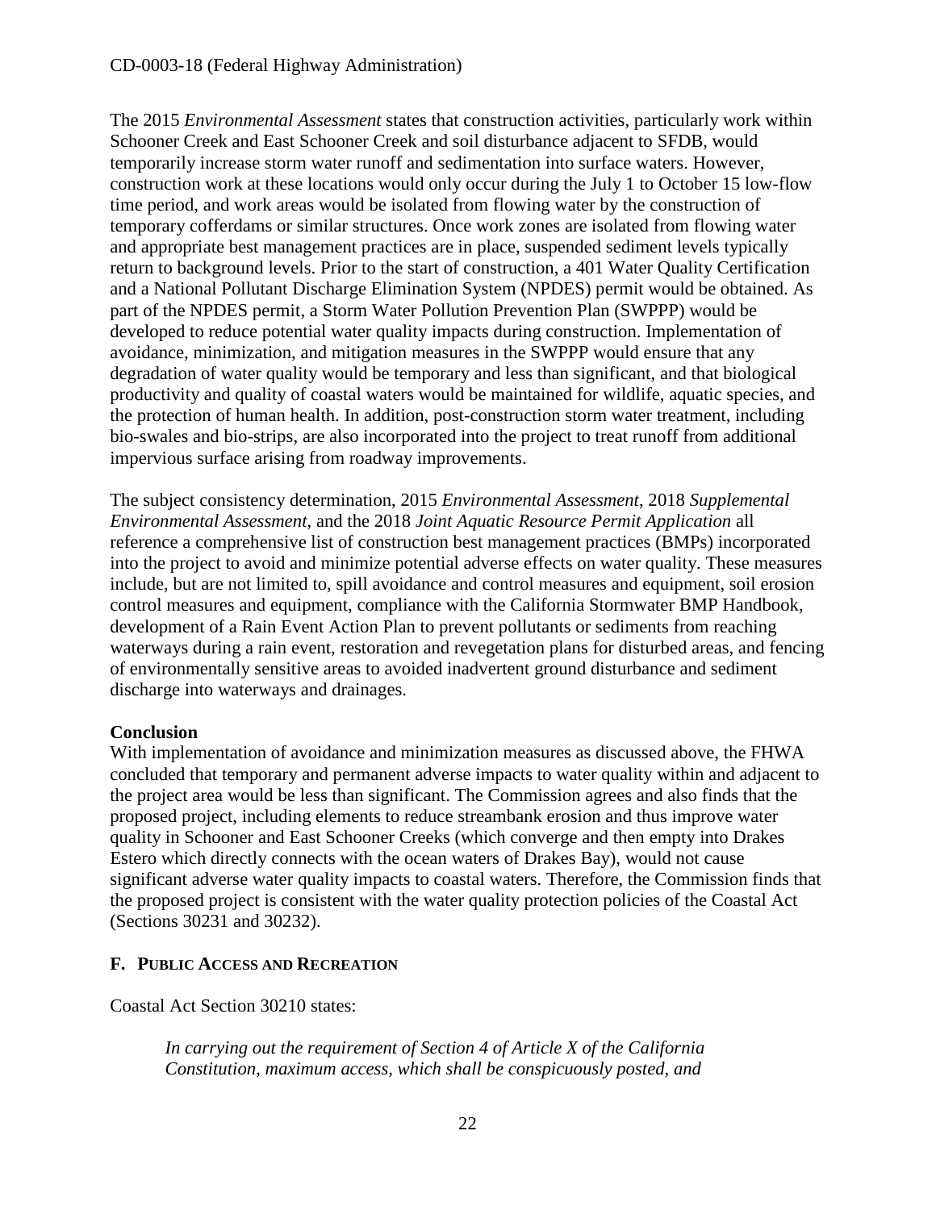The 2015 *Environmental Assessment* states that construction activities, particularly work within Schooner Creek and East Schooner Creek and soil disturbance adjacent to SFDB, would temporarily increase storm water runoff and sedimentation into surface waters. However, construction work at these locations would only occur during the July 1 to October 15 low-flow time period, and work areas would be isolated from flowing water by the construction of temporary cofferdams or similar structures. Once work zones are isolated from flowing water and appropriate best management practices are in place, suspended sediment levels typically return to background levels. Prior to the start of construction, a 401 Water Quality Certification and a National Pollutant Discharge Elimination System (NPDES) permit would be obtained. As part of the NPDES permit, a Storm Water Pollution Prevention Plan (SWPPP) would be developed to reduce potential water quality impacts during construction. Implementation of avoidance, minimization, and mitigation measures in the SWPPP would ensure that any degradation of water quality would be temporary and less than significant, and that biological productivity and quality of coastal waters would be maintained for wildlife, aquatic species, and the protection of human health. In addition, post-construction storm water treatment, including bio-swales and bio-strips, are also incorporated into the project to treat runoff from additional impervious surface arising from roadway improvements.

The subject consistency determination, 2015 *Environmental Assessment*, 2018 *Supplemental Environmental Assessment*, and the 2018 *Joint Aquatic Resource Permit Application* all reference a comprehensive list of construction best management practices (BMPs) incorporated into the project to avoid and minimize potential adverse effects on water quality. These measures include, but are not limited to, spill avoidance and control measures and equipment, soil erosion control measures and equipment, compliance with the California Stormwater BMP Handbook, development of a Rain Event Action Plan to prevent pollutants or sediments from reaching waterways during a rain event, restoration and revegetation plans for disturbed areas, and fencing of environmentally sensitive areas to avoided inadvertent ground disturbance and sediment discharge into waterways and drainages.

**Conclusion**

With implementation of avoidance and minimization measures as discussed above, the FHWA concluded that temporary and permanent adverse impacts to water quality within and adjacent to the project area would be less than significant. The Commission agrees and also finds that the proposed project, including elements to reduce streambank erosion and thus improve water quality in Schooner and East Schooner Creeks (which converge and then empty into Drakes Estero which directly connects with the ocean waters of Drakes Bay), would not cause significant adverse water quality impacts to coastal waters. Therefore, the Commission finds that the proposed project is consistent with the water quality protection policies of the Coastal Act (Sections 30231 and 30232).

### F. Public Access and Recreation

Coastal Act Section 30210 states:

> *In carrying out the requirement of Section 4 of Article X of the California Constitution, maximum access, which shall be conspicuously posted, and*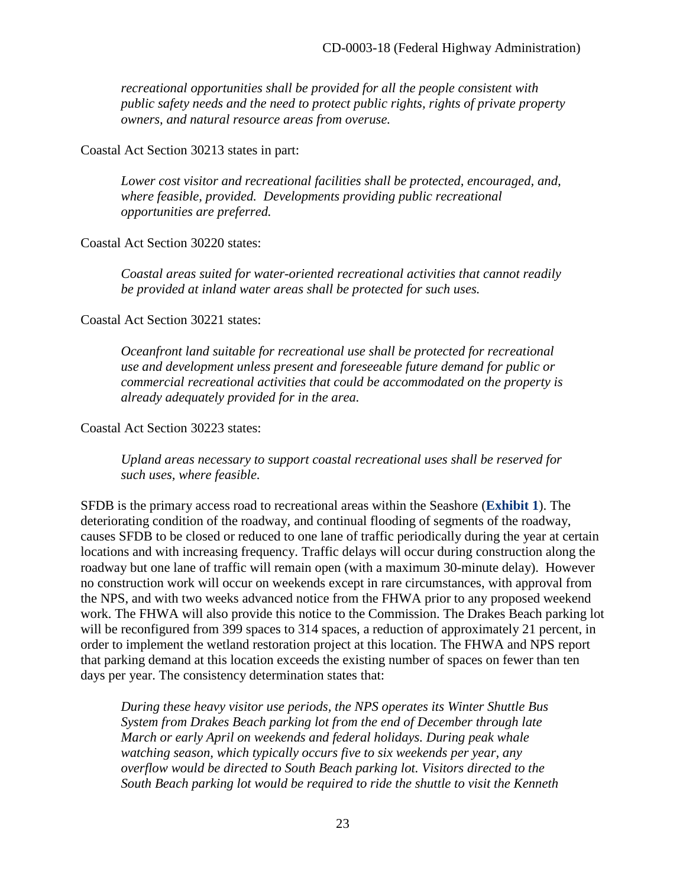*recreational opportunities shall be provided for all the people consistent with public safety needs and the need to protect public rights, rights of private property owners, and natural resource areas from overuse.*

Coastal Act Section 30213 states in part:

> *Lower cost visitor and recreational facilities shall be protected, encouraged, and, where feasible, provided. Developments providing public recreational opportunities are preferred.*

Coastal Act Section 30220 states:

> *Coastal areas suited for water-oriented recreational activities that cannot readily be provided at inland water areas shall be protected for such uses.*

Coastal Act Section 30221 states:

> *Oceanfront land suitable for recreational use shall be protected for recreational use and development unless present and foreseeable future demand for public or commercial recreational activities that could be accommodated on the property is already adequately provided for in the area.*

Coastal Act Section 30223 states:

> *Upland areas necessary to support coastal recreational uses shall be reserved for such uses, where feasible.*

SFDB is the primary access road to recreational areas within the Seashore (**Exhibit 1**). The deteriorating condition of the roadway, and continual flooding of segments of the roadway, causes SFDB to be closed or reduced to one lane of traffic periodically during the year at certain locations and with increasing frequency. Traffic delays will occur during construction along the roadway but one lane of traffic will remain open (with a maximum 30-minute delay). However no construction work will occur on weekends except in rare circumstances, with approval from the NPS, and with two weeks advanced notice from the FHWA prior to any proposed weekend work. The FHWA will also provide this notice to the Commission. The Drakes Beach parking lot will be reconfigured from 399 spaces to 314 spaces, a reduction of approximately 21 percent, in order to implement the wetland restoration project at this location. The FHWA and NPS report that parking demand at this location exceeds the existing number of spaces on fewer than ten days per year. The consistency determination states that:

> *During these heavy visitor use periods, the NPS operates its Winter Shuttle Bus System from Drakes Beach parking lot from the end of December through late March or early April on weekends and federal holidays. During peak whale watching season, which typically occurs five to six weekends per year, any overflow would be directed to South Beach parking lot. Visitors directed to the South Beach parking lot would be required to ride the shuttle to visit the Kenneth*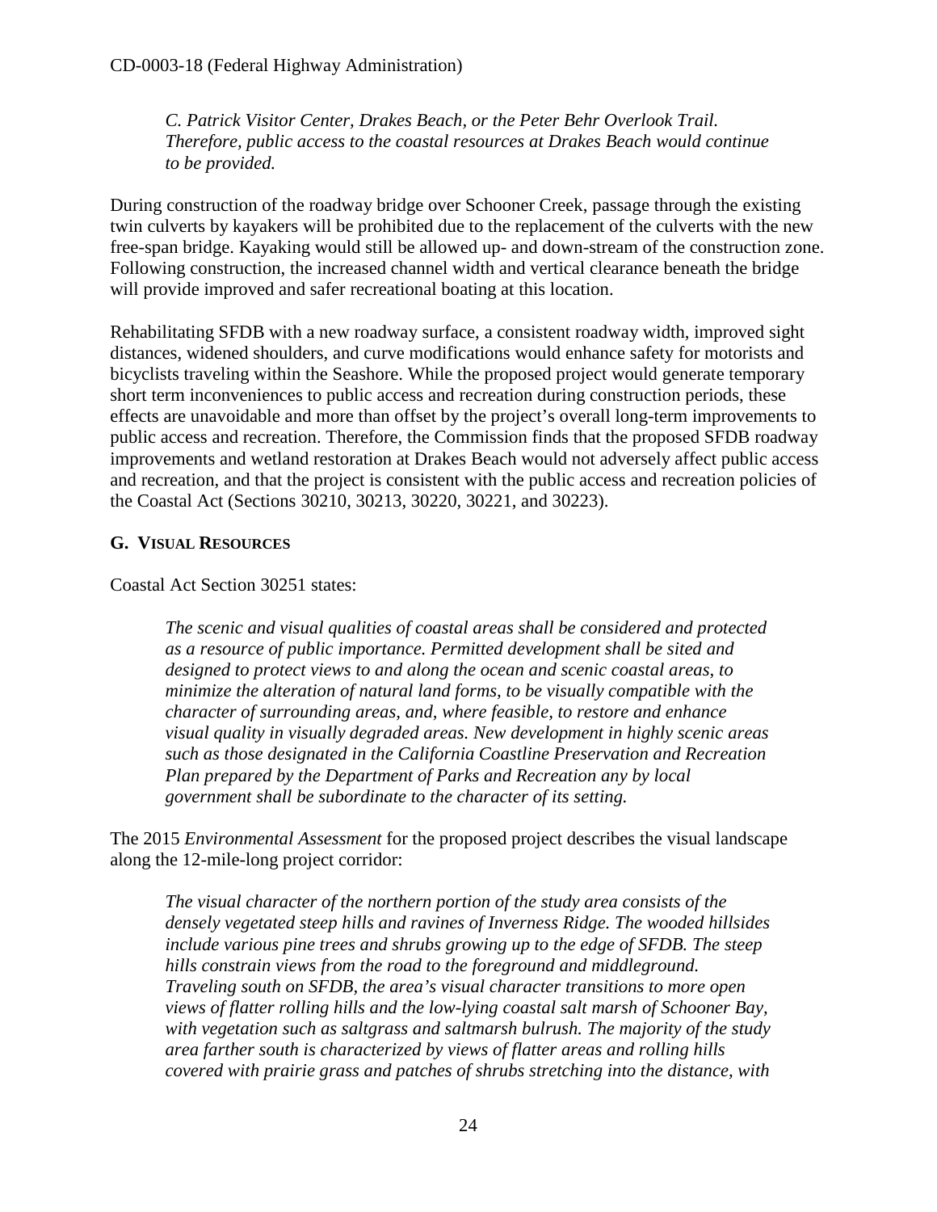*C. Patrick Visitor Center, Drakes Beach, or the Peter Behr Overlook Trail. Therefore, public access to the coastal resources at Drakes Beach would continue to be provided.*

During construction of the roadway bridge over Schooner Creek, passage through the existing twin culverts by kayakers will be prohibited due to the replacement of the culverts with the new free-span bridge. Kayaking would still be allowed up- and down-stream of the construction zone. Following construction, the increased channel width and vertical clearance beneath the bridge will provide improved and safer recreational boating at this location.

Rehabilitating SFDB with a new roadway surface, a consistent roadway width, improved sight distances, widened shoulders, and curve modifications would enhance safety for motorists and bicyclists traveling within the Seashore. While the proposed project would generate temporary short term inconveniences to public access and recreation during construction periods, these effects are unavoidable and more than offset by the project's overall long-term improvements to public access and recreation. Therefore, the Commission finds that the proposed SFDB roadway improvements and wetland restoration at Drakes Beach would not adversely affect public access and recreation, and that the project is consistent with the public access and recreation policies of the Coastal Act (Sections 30210, 30213, 30220, 30221, and 30223).

## G. Visual Resources

Coastal Act Section 30251 states:

*The scenic and visual qualities of coastal areas shall be considered and protected as a resource of public importance. Permitted development shall be sited and designed to protect views to and along the ocean and scenic coastal areas, to minimize the alteration of natural land forms, to be visually compatible with the character of surrounding areas, and, where feasible, to restore and enhance visual quality in visually degraded areas. New development in highly scenic areas such as those designated in the California Coastline Preservation and Recreation Plan prepared by the Department of Parks and Recreation any by local government shall be subordinate to the character of its setting.*

The 2015 *Environmental Assessment* for the proposed project describes the visual landscape along the 12-mile-long project corridor:

*The visual character of the northern portion of the study area consists of the densely vegetated steep hills and ravines of Inverness Ridge. The wooded hillsides include various pine trees and shrubs growing up to the edge of SFDB. The steep hills constrain views from the road to the foreground and middleground. Traveling south on SFDB, the area's visual character transitions to more open views of flatter rolling hills and the low-lying coastal salt marsh of Schooner Bay, with vegetation such as saltgrass and saltmarsh bulrush. The majority of the study area farther south is characterized by views of flatter areas and rolling hills covered with prairie grass and patches of shrubs stretching into the distance, with*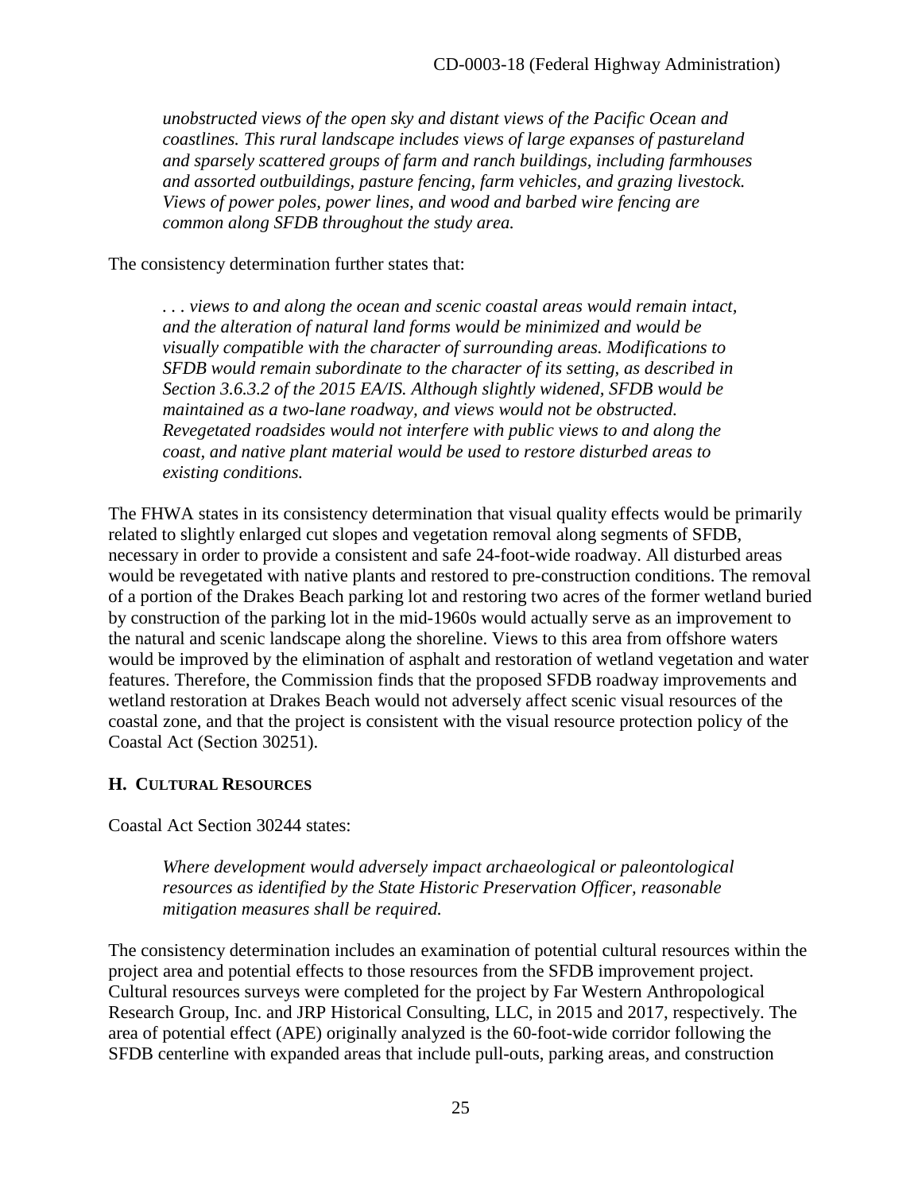*unobstructed views of the open sky and distant views of the Pacific Ocean and coastlines. This rural landscape includes views of large expanses of pastureland and sparsely scattered groups of farm and ranch buildings, including farmhouses and assorted outbuildings, pasture fencing, farm vehicles, and grazing livestock. Views of power poles, power lines, and wood and barbed wire fencing are common along SFDB throughout the study area.*

The consistency determination further states that:

*. . . views to and along the ocean and scenic coastal areas would remain intact, and the alteration of natural land forms would be minimized and would be visually compatible with the character of surrounding areas. Modifications to SFDB would remain subordinate to the character of its setting, as described in Section 3.6.3.2 of the 2015 EA/IS. Although slightly widened, SFDB would be maintained as a two-lane roadway, and views would not be obstructed. Revegetated roadsides would not interfere with public views to and along the coast, and native plant material would be used to restore disturbed areas to existing conditions.*

The FHWA states in its consistency determination that visual quality effects would be primarily related to slightly enlarged cut slopes and vegetation removal along segments of SFDB, necessary in order to provide a consistent and safe 24-foot-wide roadway. All disturbed areas would be revegetated with native plants and restored to pre-construction conditions. The removal of a portion of the Drakes Beach parking lot and restoring two acres of the former wetland buried by construction of the parking lot in the mid-1960s would actually serve as an improvement to the natural and scenic landscape along the shoreline. Views to this area from offshore waters would be improved by the elimination of asphalt and restoration of wetland vegetation and water features. Therefore, the Commission finds that the proposed SFDB roadway improvements and wetland restoration at Drakes Beach would not adversely affect scenic visual resources of the coastal zone, and that the project is consistent with the visual resource protection policy of the Coastal Act (Section 30251).

## H. Cultural Resources

Coastal Act Section 30244 states:

*Where development would adversely impact archaeological or paleontological resources as identified by the State Historic Preservation Officer, reasonable mitigation measures shall be required.*

The consistency determination includes an examination of potential cultural resources within the project area and potential effects to those resources from the SFDB improvement project. Cultural resources surveys were completed for the project by Far Western Anthropological Research Group, Inc. and JRP Historical Consulting, LLC, in 2015 and 2017, respectively. The area of potential effect (APE) originally analyzed is the 60-foot-wide corridor following the SFDB centerline with expanded areas that include pull-outs, parking areas, and construction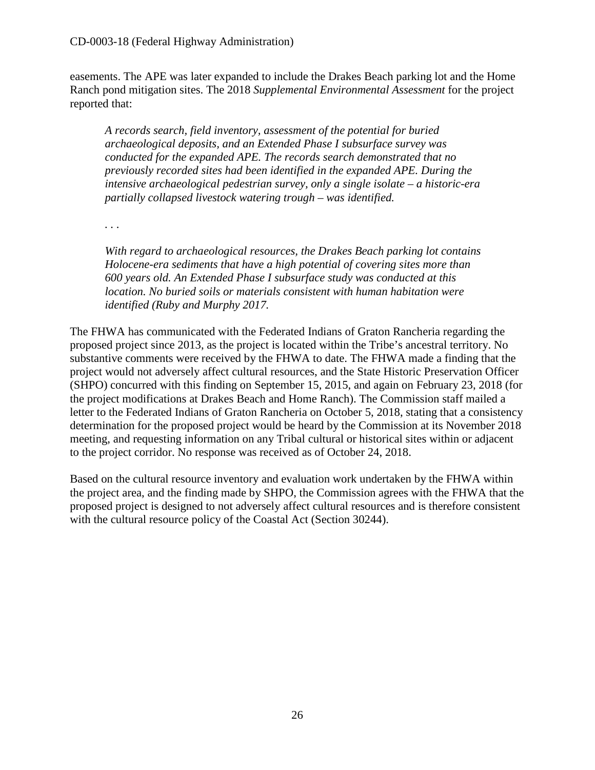easements. The APE was later expanded to include the Drakes Beach parking lot and the Home Ranch pond mitigation sites. The 2018 *Supplemental Environmental Assessment* for the project reported that:

> *A records search, field inventory, assessment of the potential for buried archaeological deposits, and an Extended Phase I subsurface survey was conducted for the expanded APE. The records search demonstrated that no previously recorded sites had been identified in the expanded APE. During the intensive archaeological pedestrian survey, only a single isolate – a historic-era partially collapsed livestock watering trough – was identified.*
>
> . . .
>
> *With regard to archaeological resources, the Drakes Beach parking lot contains Holocene-era sediments that have a high potential of covering sites more than 600 years old. An Extended Phase I subsurface study was conducted at this location. No buried soils or materials consistent with human habitation were identified (Ruby and Murphy 2017.*

The FHWA has communicated with the Federated Indians of Graton Rancheria regarding the proposed project since 2013, as the project is located within the Tribe's ancestral territory. No substantive comments were received by the FHWA to date. The FHWA made a finding that the project would not adversely affect cultural resources, and the State Historic Preservation Officer (SHPO) concurred with this finding on September 15, 2015, and again on February 23, 2018 (for the project modifications at Drakes Beach and Home Ranch). The Commission staff mailed a letter to the Federated Indians of Graton Rancheria on October 5, 2018, stating that a consistency determination for the proposed project would be heard by the Commission at its November 2018 meeting, and requesting information on any Tribal cultural or historical sites within or adjacent to the project corridor. No response was received as of October 24, 2018.

Based on the cultural resource inventory and evaluation work undertaken by the FHWA within the project area, and the finding made by SHPO, the Commission agrees with the FHWA that the proposed project is designed to not adversely affect cultural resources and is therefore consistent with the cultural resource policy of the Coastal Act (Section 30244).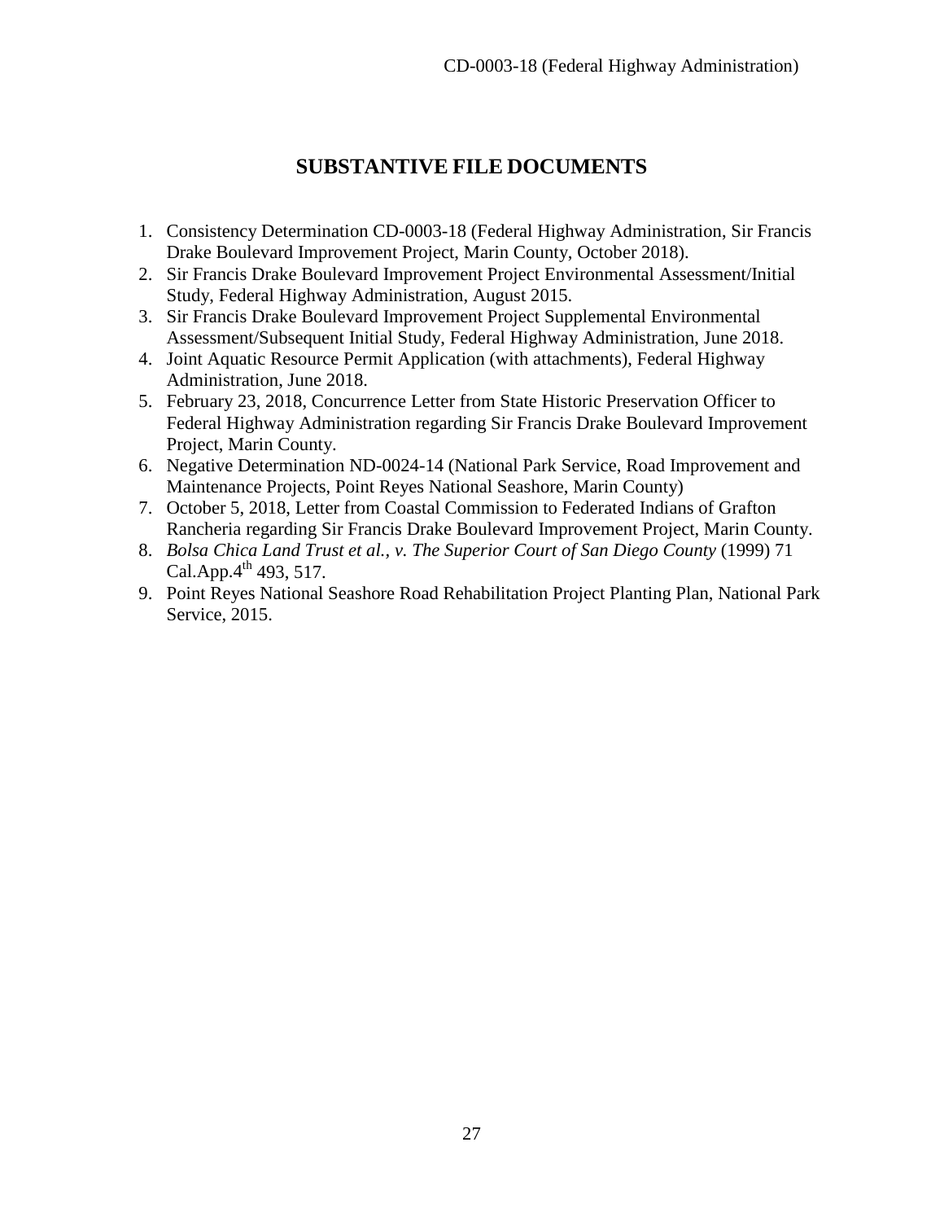## SUBSTANTIVE FILE DOCUMENTS

1. Consistency Determination CD-0003-18 (Federal Highway Administration, Sir Francis Drake Boulevard Improvement Project, Marin County, October 2018).
2. Sir Francis Drake Boulevard Improvement Project Environmental Assessment/Initial Study, Federal Highway Administration, August 2015.
3. Sir Francis Drake Boulevard Improvement Project Supplemental Environmental Assessment/Subsequent Initial Study, Federal Highway Administration, June 2018.
4. Joint Aquatic Resource Permit Application (with attachments), Federal Highway Administration, June 2018.
5. February 23, 2018, Concurrence Letter from State Historic Preservation Officer to Federal Highway Administration regarding Sir Francis Drake Boulevard Improvement Project, Marin County.
6. Negative Determination ND-0024-14 (National Park Service, Road Improvement and Maintenance Projects, Point Reyes National Seashore, Marin County)
7. October 5, 2018, Letter from Coastal Commission to Federated Indians of Graften Rancheria regarding Sir Francis Drake Boulevard Improvement Project, Marin County.
8. *Bolsa Chica Land Trust et al., v. The Superior Court of San Diego County* (1999) 71 Cal.App.4th 493, 517.
9. Point Reyes National Seashore Road Rehabilitation Project Planting Plan, National Park Service, 2015.